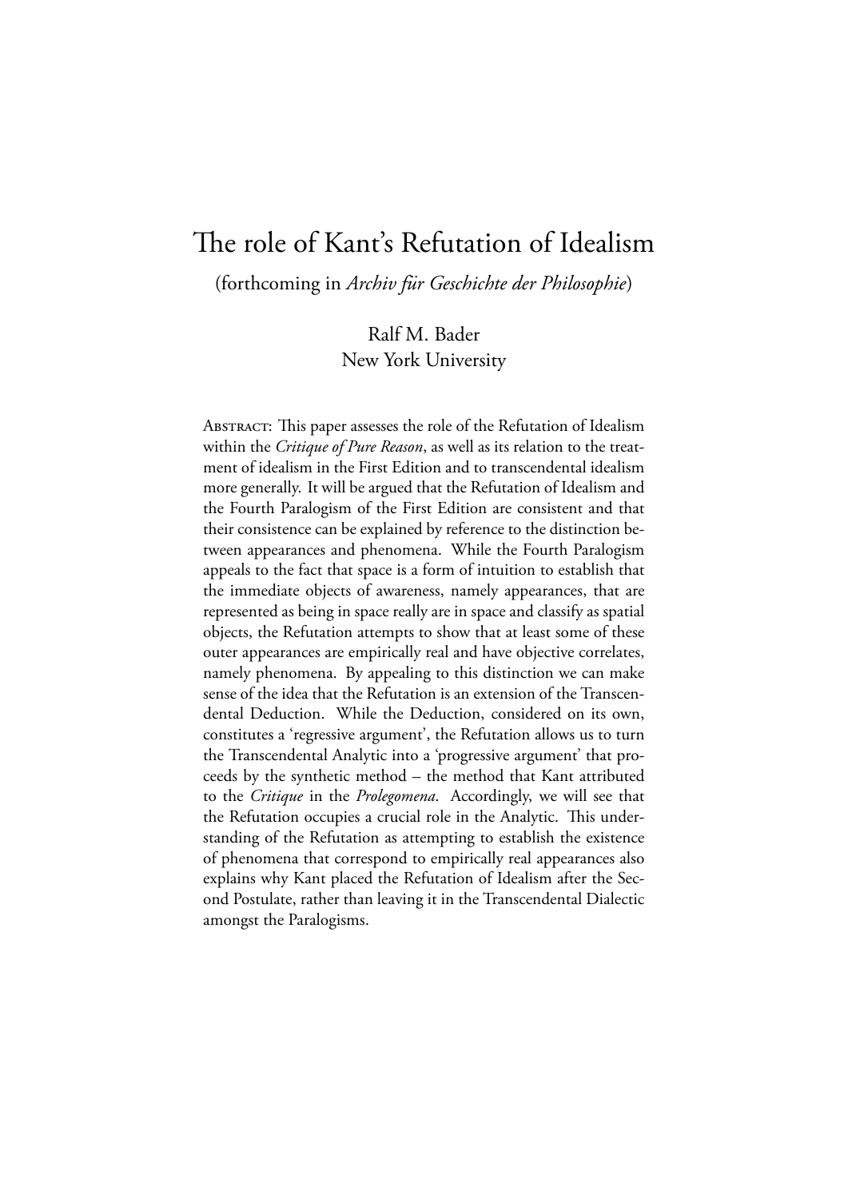# The role of Kant's Refutation of Idealism

(forthcoming in *Archiv für Geschichte der Philosophie*)

Ralf M. Bader
New York University

Abstract: This paper assesses the role of the Refutation of Idealism within the *Critique of Pure Reason*, as well as its relation to the treatment of idealism in the First Edition and to transcendental idealism more generally. It will be argued that the Refutation of Idealism and the Fourth Paralogism of the First Edition are consistent and that their consistence can be explained by reference to the distinction between appearances and phenomena. While the Fourth Paralogism appeals to the fact that space is a form of intuition to establish that the immediate objects of awareness, namely appearances, that are represented as being in space really are in space and classify as spatial objects, the Refutation attempts to show that at least some of these outer appearances are empirically real and have objective correlates, namely phenomena. By appealing to this distinction we can make sense of the idea that the Refutation is an extension of the Transcendental Deduction. While the Deduction, considered on its own, constitutes a 'regressive argument', the Refutation allows us to turn the Transcendental Analytic into a 'progressive argument' that proceeds by the synthetic method – the method that Kant attributed to the *Critique* in the *Prolegomena*. Accordingly, we will see that the Refutation occupies a crucial role in the Analytic. This understanding of the Refutation as attempting to establish the existence of phenomena that correspond to empirically real appearances also explains why Kant placed the Refutation of Idealism after the Second Postulate, rather than leaving it in the Transcendental Dialectic amongst the Paralogisms.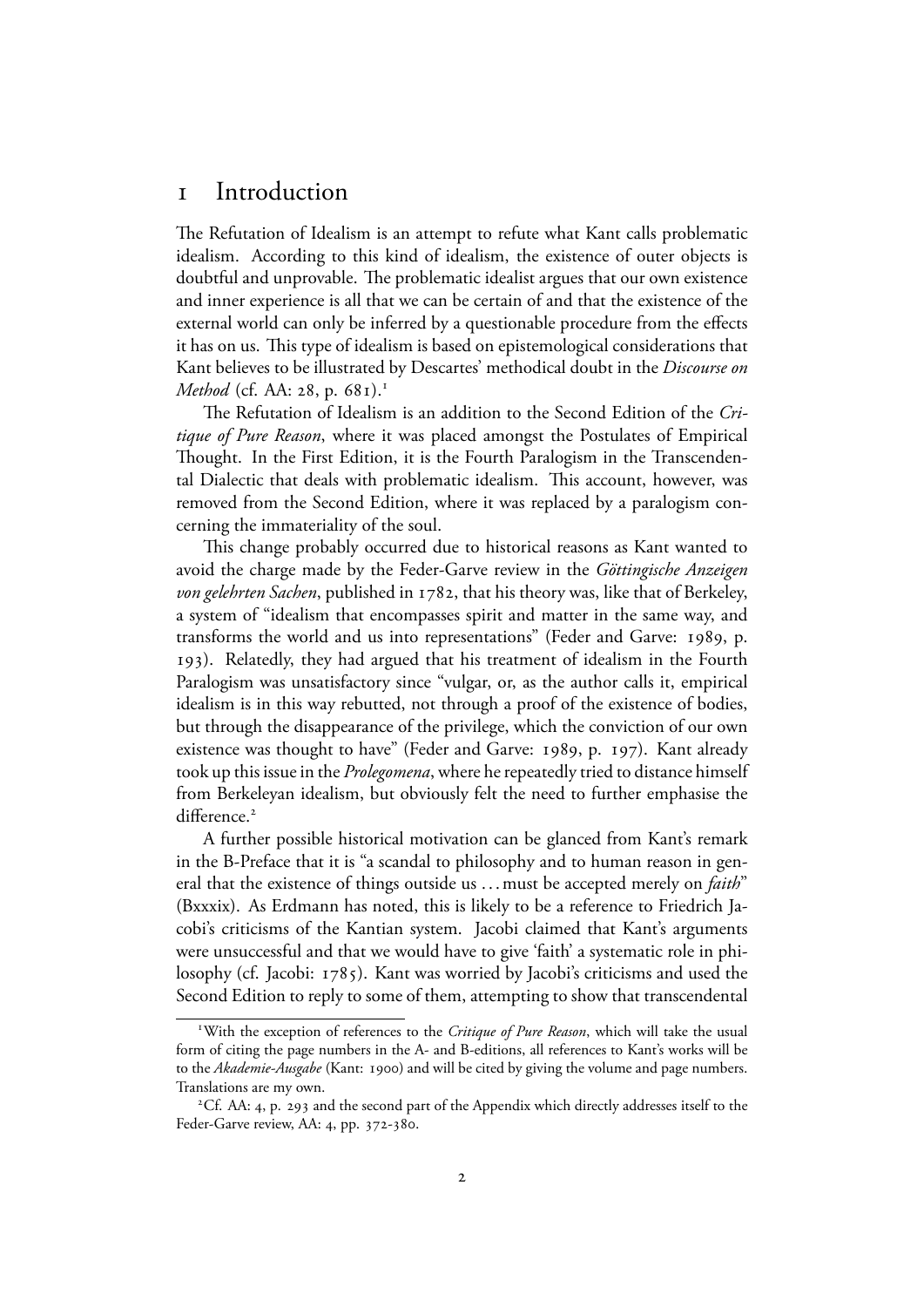# 1 Introduction

The Refutation of Idealism is an attempt to refute what Kant calls problematic idealism. According to this kind of idealism, the existence of outer objects is doubtful and unprovable. The problematic idealist argues that our own existence and inner experience is all that we can be certain of and that the existence of the external world can only be inferred by a questionable procedure from the effects it has on us. This type of idealism is based on epistemological considerations that Kant believes to be illustrated by Descartes' methodical doubt in the *Discourse on Method* (cf. AA: 28, p. 681).[1]

The Refutation of Idealism is an addition to the Second Edition of the *Critique of Pure Reason*, where it was placed amongst the Postulates of Empirical Thought. In the First Edition, it is the Fourth Paralogism in the Transcendental Dialectic that deals with problematic idealism. This account, however, was removed from the Second Edition, where it was replaced by a paralogism concerning the immateriality of the soul.

This change probably occurred due to historical reasons as Kant wanted to avoid the charge made by the Feder-Garve review in the *Göttingische Anzeigen von gelehrten Sachen*, published in 1782, that his theory was, like that of Berkeley, a system of "idealism that encompasses spirit and matter in the same way, and transforms the world and us into representations" (Feder and Garve: 1989, p. 193). Relatedly, they had argued that his treatment of idealism in the Fourth Paralogism was unsatisfactory since "vulgar, or, as the author calls it, empirical idealism is in this way rebutted, not through a proof of the existence of bodies, but through the disappearance of the privilege, which the conviction of our own existence was thought to have" (Feder and Garve: 1989, p. 197). Kant already took up this issue in the *Prolegomena*, where he repeatedly tried to distance himself from Berkeleyan idealism, but obviously felt the need to further emphasise the difference.[2]

A further possible historical motivation can be glanced from Kant's remark in the B-Preface that it is "a scandal to philosophy and to human reason in general that the existence of things outside us ... must be accepted merely on *faith*" (Bxxxix). As Erdmann has noted, this is likely to be a reference to Friedrich Jacobi's criticisms of the Kantian system. Jacobi claimed that Kant's arguments were unsuccessful and that we would have to give 'faith' a systematic role in philosophy (cf. Jacobi: 1785). Kant was worried by Jacobi's criticisms and used the Second Edition to reply to some of them, attempting to show that transcendental

[1] With the exception of references to the *Critique of Pure Reason*, which will take the usual form of citing the page numbers in the A- and B-editions, all references to Kant's works will be to the *Akademie-Ausgabe* (Kant: 1900) and will be cited by giving the volume and page numbers. Translations are my own.

[2] Cf. AA: 4, p. 293 and the second part of the Appendix which directly addresses itself to the Feder-Garve review, AA: 4, pp. 372-380.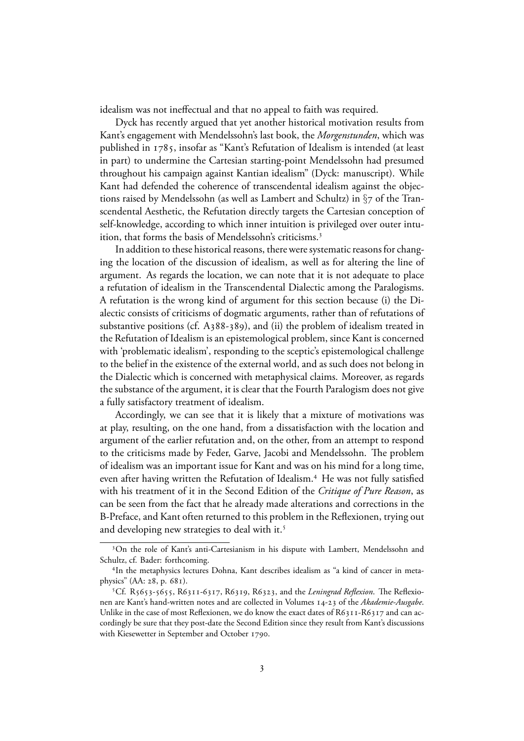idealism was not ineffectual and that no appeal to faith was required.

Dyck has recently argued that yet another historical motivation results from Kant's engagement with Mendelssohn's last book, the *Morgenstunden*, which was published in 1785, insofar as "Kant's Refutation of Idealism is intended (at least in part) to undermine the Cartesian starting-point Mendelssohn had presumed throughout his campaign against Kantian idealism" (Dyck: manuscript). While Kant had defended the coherence of transcendental idealism against the objections raised by Mendelssohn (as well as Lambert and Schultz) in §7 of the Transcendental Aesthetic, the Refutation directly targets the Cartesian conception of self-knowledge, according to which inner intuition is privileged over outer intuition, that forms the basis of Mendelssohn's criticisms.[3]

In addition to these historical reasons, there were systematic reasons for changing the location of the discussion of idealism, as well as for altering the line of argument. As regards the location, we can note that it is not adequate to place a refutation of idealism in the Transcendental Dialectic among the Paralogisms. A refutation is the wrong kind of argument for this section because (i) the Dialectic consists of criticisms of dogmatic arguments, rather than of refutations of substantive positions (cf. A388-389), and (ii) the problem of idealism treated in the Refutation of Idealism is an epistemological problem, since Kant is concerned with 'problematic idealism', responding to the sceptic's epistemological challenge to the belief in the existence of the external world, and as such does not belong in the Dialectic which is concerned with metaphysical claims. Moreover, as regards the substance of the argument, it is clear that the Fourth Paralogism does not give a fully satisfactory treatment of idealism.

Accordingly, we can see that it is likely that a mixture of motivations was at play, resulting, on the one hand, from a dissatisfaction with the location and argument of the earlier refutation and, on the other, from an attempt to respond to the criticisms made by Feder, Garve, Jacobi and Mendelssohn. The problem of idealism was an important issue for Kant and was on his mind for a long time, even after having written the Refutation of Idealism.[4] He was not fully satisfied with his treatment of it in the Second Edition of the *Critique of Pure Reason*, as can be seen from the fact that he already made alterations and corrections in the B-Preface, and Kant often returned to this problem in the Reflexionen, trying out and developing new strategies to deal with it.[5]

---

[3] On the role of Kant's anti-Cartesianism in his dispute with Lambert, Mendelssohn and Schultz, cf. Bader: forthcoming.

[4] In the metaphysics lectures Dohna, Kant describes idealism as "a kind of cancer in metaphysics" (AA: 28, p. 681).

[5] Cf. R5653-5655, R6311-6317, R6319, R6323, and the *Leningrad Reflexion*. The Reflexionen are Kant's hand-written notes and are collected in Volumes 14-23 of the *Akademie-Ausgabe*. Unlike in the case of most Reflexionen, we do know the exact dates of R6311-R6317 and can accordingly be sure that they post-date the Second Edition since they result from Kant's discussions with Kiesewetter in September and October 1790.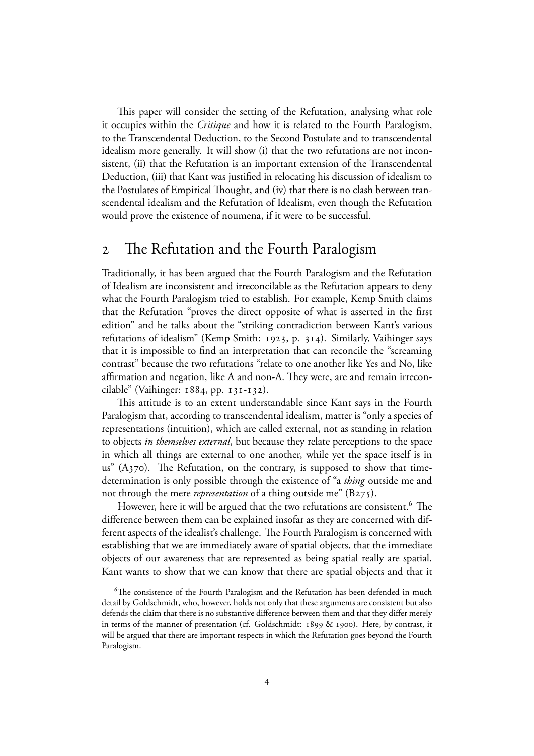This paper will consider the setting of the Refutation, analysing what role it occupies within the *Critique* and how it is related to the Fourth Paralogism, to the Transcendental Deduction, to the Second Postulate and to transcendental idealism more generally. It will show (i) that the two refutations are not inconsistent, (ii) that the Refutation is an important extension of the Transcendental Deduction, (iii) that Kant was justified in relocating his discussion of idealism to the Postulates of Empirical Thought, and (iv) that there is no clash between transcendental idealism and the Refutation of Idealism, even though the Refutation would prove the existence of noumena, if it were to be successful.

## 2 The Refutation and the Fourth Paralogism

Traditionally, it has been argued that the Fourth Paralogism and the Refutation of Idealism are inconsistent and irreconcilable as the Refutation appears to deny what the Fourth Paralogism tried to establish. For example, Kemp Smith claims that the Refutation "proves the direct opposite of what is asserted in the first edition" and he talks about the "striking contradiction between Kant's various refutations of idealism" (Kemp Smith: 1923, p. 314). Similarly, Vaihinger says that it is impossible to find an interpretation that can reconcile the "screaming contrast" because the two refutations "relate to one another like Yes and No, like affirmation and negation, like A and non-A. They were, are and remain irreconcilable" (Vaihinger: 1884, pp. 131-132).

This attitude is to an extent understandable since Kant says in the Fourth Paralogism that, according to transcendental idealism, matter is "only a species of representations (intuition), which are called external, not as standing in relation to objects *in themselves external*, but because they relate perceptions to the space in which all things are external to one another, while yet the space itself is in us" (A370). The Refutation, on the contrary, is supposed to show that time-determination is only possible through the existence of "a *thing* outside me and not through the mere *representation* of a thing outside me" (B275).

However, here it will be argued that the two refutations are consistent.[6] The difference between them can be explained insofar as they are concerned with different aspects of the idealist's challenge. The Fourth Paralogism is concerned with establishing that we are immediately aware of spatial objects, that the immediate objects of our awareness that are represented as being spatial really are spatial. Kant wants to show that we can know that there are spatial objects and that it

[6] The consistence of the Fourth Paralogism and the Refutation has been defended in much detail by Goldschmidt, who, however, holds not only that these arguments are consistent but also defends the claim that there is no substantive difference between them and that they differ merely in terms of the manner of presentation (cf. Goldschmidt: 1899 & 1900). Here, by contrast, it will be argued that there are important respects in which the Refutation goes beyond the Fourth Paralogism.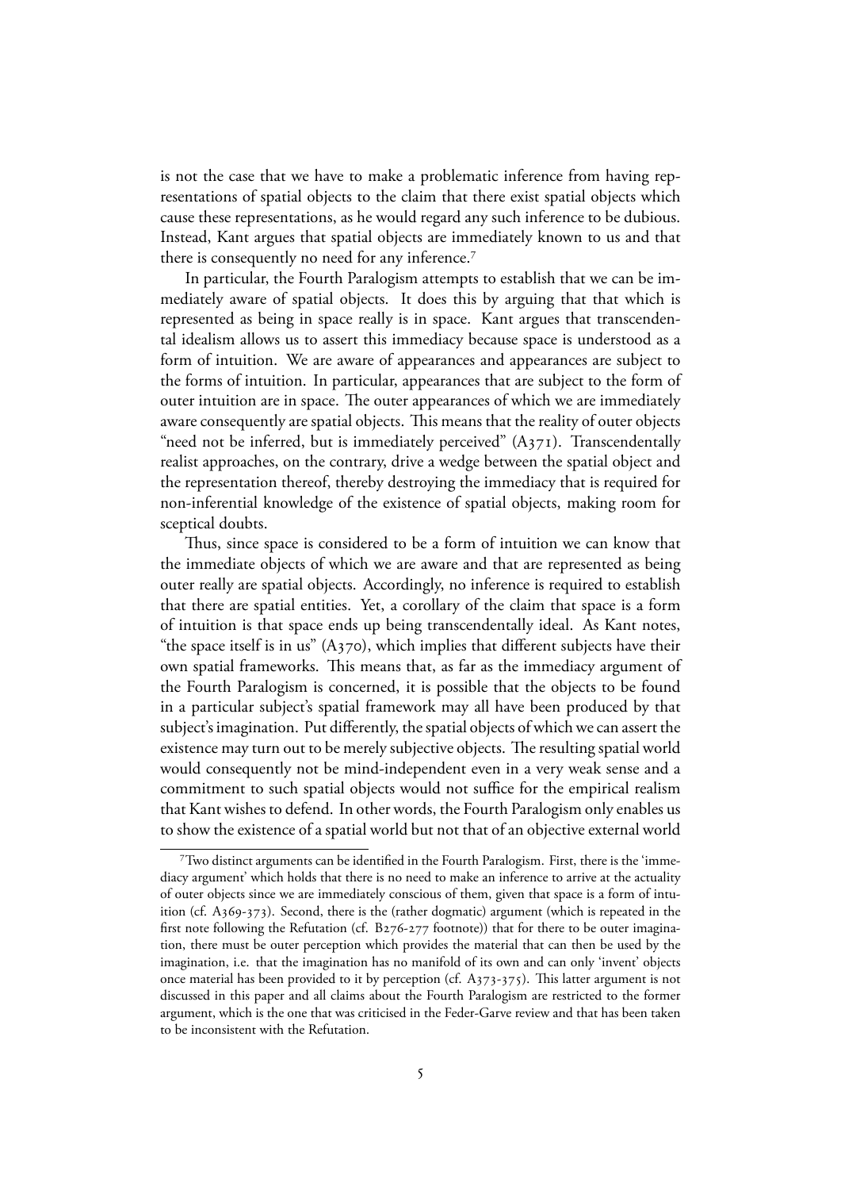is not the case that we have to make a problematic inference from having representations of spatial objects to the claim that there exist spatial objects which cause these representations, as he would regard any such inference to be dubious. Instead, Kant argues that spatial objects are immediately known to us and that there is consequently no need for any inference.[7]

In particular, the Fourth Paralogism attempts to establish that we can be immediately aware of spatial objects. It does this by arguing that that which is represented as being in space really is in space. Kant argues that transcendental idealism allows us to assert this immediacy because space is understood as a form of intuition. We are aware of appearances and appearances are subject to the forms of intuition. In particular, appearances that are subject to the form of outer intuition are in space. The outer appearances of which we are immediately aware consequently are spatial objects. This means that the reality of outer objects "need not be inferred, but is immediately perceived" (A371). Transcendentally realist approaches, on the contrary, drive a wedge between the spatial object and the representation thereof, thereby destroying the immediacy that is required for non-inferential knowledge of the existence of spatial objects, making room for sceptical doubts.

Thus, since space is considered to be a form of intuition we can know that the immediate objects of which we are aware and that are represented as being outer really are spatial objects. Accordingly, no inference is required to establish that there are spatial entities. Yet, a corollary of the claim that space is a form of intuition is that space ends up being transcendentally ideal. As Kant notes, "the space itself is in us" (A370), which implies that different subjects have their own spatial frameworks. This means that, as far as the immediacy argument of the Fourth Paralogism is concerned, it is possible that the objects to be found in a particular subject's spatial framework may all have been produced by that subject's imagination. Put differently, the spatial objects of which we can assert the existence may turn out to be merely subjective objects. The resulting spatial world would consequently not be mind-independent even in a very weak sense and a commitment to such spatial objects would not suffice for the empirical realism that Kant wishes to defend. In other words, the Fourth Paralogism only enables us to show the existence of a spatial world but not that of an objective external world

[7] Two distinct arguments can be identified in the Fourth Paralogism. First, there is the 'immediacy argument' which holds that there is no need to make an inference to arrive at the actuality of outer objects since we are immediately conscious of them, given that space is a form of intuition (cf. A369-373). Second, there is the (rather dogmatic) argument (which is repeated in the first note following the Refutation (cf. B276-277 footnote)) that for there to be outer imagination, there must be outer perception which provides the material that can then be used by the imagination, i.e. that the imagination has no manifold of its own and can only 'invent' objects once material has been provided to it by perception (cf. A373-375). This latter argument is not discussed in this paper and all claims about the Fourth Paralogism are restricted to the former argument, which is the one that was criticised in the Feder-Garve review and that has been taken to be inconsistent with the Refutation.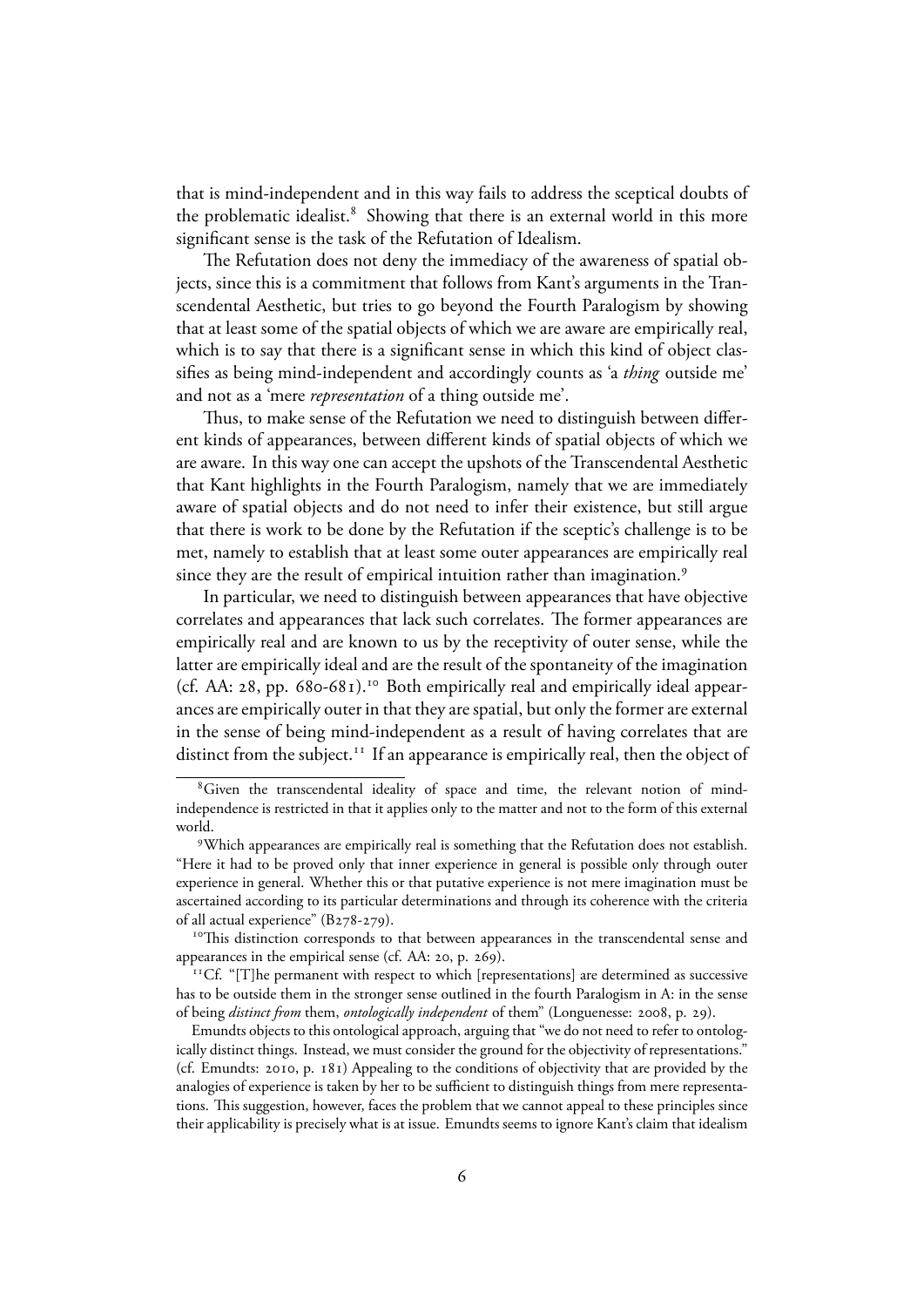that is mind-independent and in this way fails to address the sceptical doubts of the problematic idealist.[8] Showing that there is an external world in this more significant sense is the task of the Refutation of Idealism.

The Refutation does not deny the immediacy of the awareness of spatial objects, since this is a commitment that follows from Kant's arguments in the Transcendental Aesthetic, but tries to go beyond the Fourth Paralogism by showing that at least some of the spatial objects of which we are aware are empirically real, which is to say that there is a significant sense in which this kind of object classifies as being mind-independent and accordingly counts as 'a *thing* outside me' and not as a 'mere *representation* of a thing outside me'.

Thus, to make sense of the Refutation we need to distinguish between different kinds of appearances, between different kinds of spatial objects of which we are aware. In this way one can accept the upshots of the Transcendental Aesthetic that Kant highlights in the Fourth Paralogism, namely that we are immediately aware of spatial objects and do not need to infer their existence, but still argue that there is work to be done by the Refutation if the sceptic's challenge is to be met, namely to establish that at least some outer appearances are empirically real since they are the result of empirical intuition rather than imagination.[9]

In particular, we need to distinguish between appearances that have objective correlates and appearances that lack such correlates. The former appearances are empirically real and are known to us by the receptivity of outer sense, while the latter are empirically ideal and are the result of the spontaneity of the imagination (cf. AA: 28, pp. 680-681).[10] Both empirically real and empirically ideal appearances are empirically outer in that they are spatial, but only the former are external in the sense of being mind-independent as a result of having correlates that are distinct from the subject.[11] If an appearance is empirically real, then the object of

---

[8] Given the transcendental ideality of space and time, the relevant notion of mind-independence is restricted in that it applies only to the matter and not to the form of this external world.

[9] Which appearances are empirically real is something that the Refutation does not establish. "Here it had to be proved only that inner experience in general is possible only through outer experience in general. Whether this or that putative experience is not mere imagination must be ascertained according to its particular determinations and through its coherence with the criteria of all actual experience" (B278-279).

[10] This distinction corresponds to that between appearances in the transcendental sense and appearances in the empirical sense (cf. AA: 20, p. 269).

[11] Cf. "[T]he permanent with respect to which [representations] are determined as successive has to be outside them in the stronger sense outlined in the fourth Paralogism in A: in the sense of being *distinct from* them, *ontologically independent* of them" (Longuenesse: 2008, p. 29).

Emundts objects to this ontological approach, arguing that "we do not need to refer to ontologically distinct things. Instead, we must consider the ground for the objectivity of representations." (cf. Emundts: 2010, p. 181) Appealing to the conditions of objectivity that are provided by the analogies of experience is taken by her to be sufficient to distinguish things from mere representations. This suggestion, however, faces the problem that we cannot appeal to these principles since their applicability is precisely what is at issue. Emundts seems to ignore Kant's claim that idealism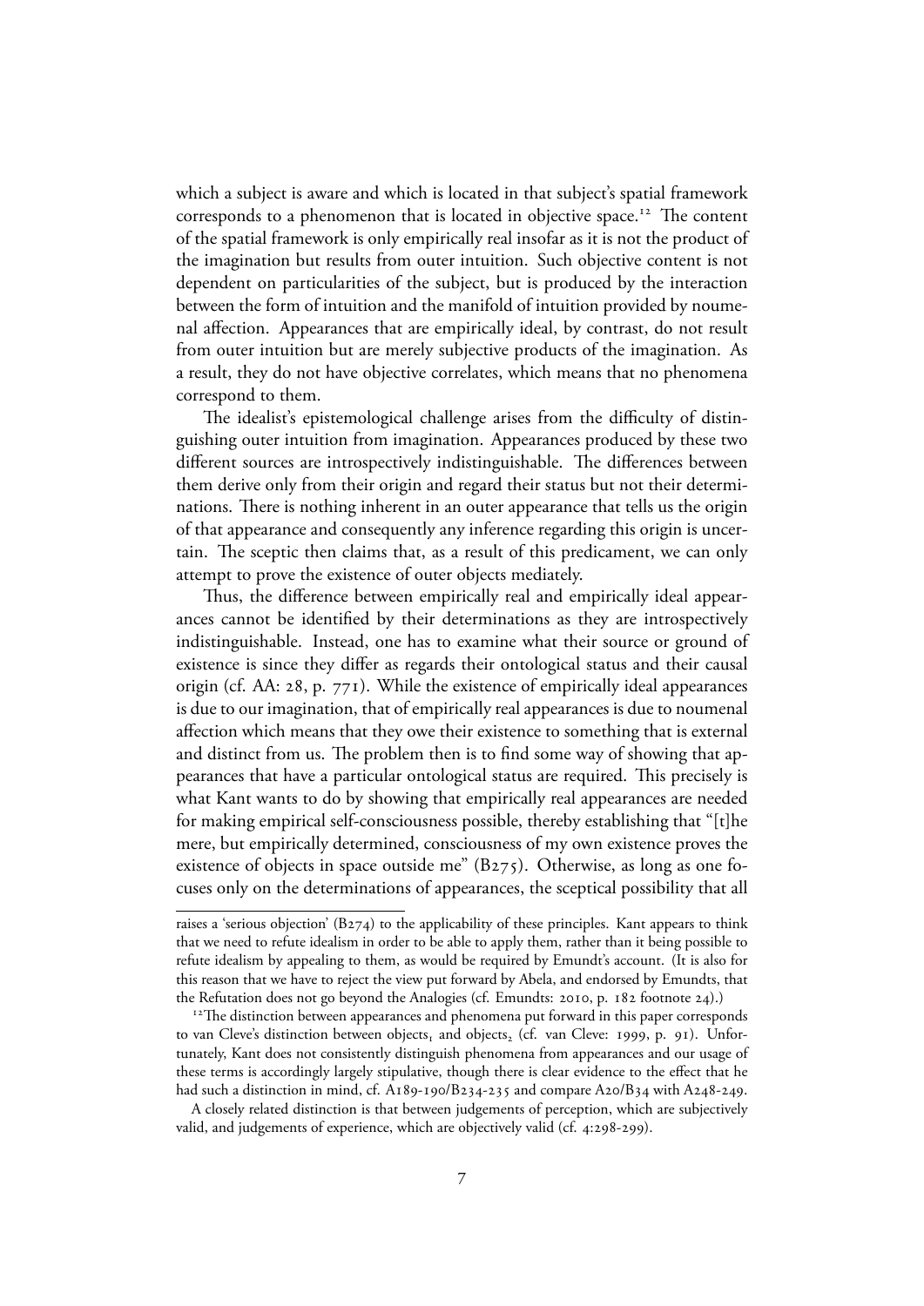which a subject is aware and which is located in that subject's spatial framework corresponds to a phenomenon that is located in objective space.[12] The content of the spatial framework is only empirically real insofar as it is not the product of the imagination but results from outer intuition. Such objective content is not dependent on particularities of the subject, but is produced by the interaction between the form of intuition and the manifold of intuition provided by noumenal affection. Appearances that are empirically ideal, by contrast, do not result from outer intuition but are merely subjective products of the imagination. As a result, they do not have objective correlates, which means that no phenomena correspond to them.

The idealist's epistemological challenge arises from the difficulty of distinguishing outer intuition from imagination. Appearances produced by these two different sources are introspectively indistinguishable. The differences between them derive only from their origin and regard their status but not their determinations. There is nothing inherent in an outer appearance that tells us the origin of that appearance and consequently any inference regarding this origin is uncertain. The sceptic then claims that, as a result of this predicament, we can only attempt to prove the existence of outer objects mediately.

Thus, the difference between empirically real and empirically ideal appearances cannot be identified by their determinations as they are introspectively indistinguishable. Instead, one has to examine what their source or ground of existence is since they differ as regards their ontological status and their causal origin (cf. AA: 28, p. 771). While the existence of empirically ideal appearances is due to our imagination, that of empirically real appearances is due to noumenal affection which means that they owe their existence to something that is external and distinct from us. The problem then is to find some way of showing that appearances that have a particular ontological status are required. This precisely is what Kant wants to do by showing that empirically real appearances are needed for making empirical self-consciousness possible, thereby establishing that "[t]he mere, but empirically determined, consciousness of my own existence proves the existence of objects in space outside me" (B275). Otherwise, as long as one focuses only on the determinations of appearances, the sceptical possibility that all

---

raises a 'serious objection' (B274) to the applicability of these principles. Kant appears to think that we need to refute idealism in order to be able to apply them, rather than it being possible to refute idealism by appealing to them, as would be required by Emundt's account. (It is also for this reason that we have to reject the view put forward by Abela, and endorsed by Emundts, that the Refutation does not go beyond the Analogies (cf. Emundts: 2010, p. 182 footnote 24).)

[12] The distinction between appearances and phenomena put forward in this paper corresponds to van Cleve's distinction between $\text{objects}_1$ and $\text{objects}_2$ (cf. van Cleve: 1999, p. 91). Unfortunately, Kant does not consistently distinguish phenomena from appearances and our usage of these terms is accordingly largely stipulative, though there is clear evidence to the effect that he had such a distinction in mind, cf. A189-190/B234-235 and compare A20/B34 with A248-249.

A closely related distinction is that between judgements of perception, which are subjectively valid, and judgements of experience, which are objectively valid (cf. 4:298-299).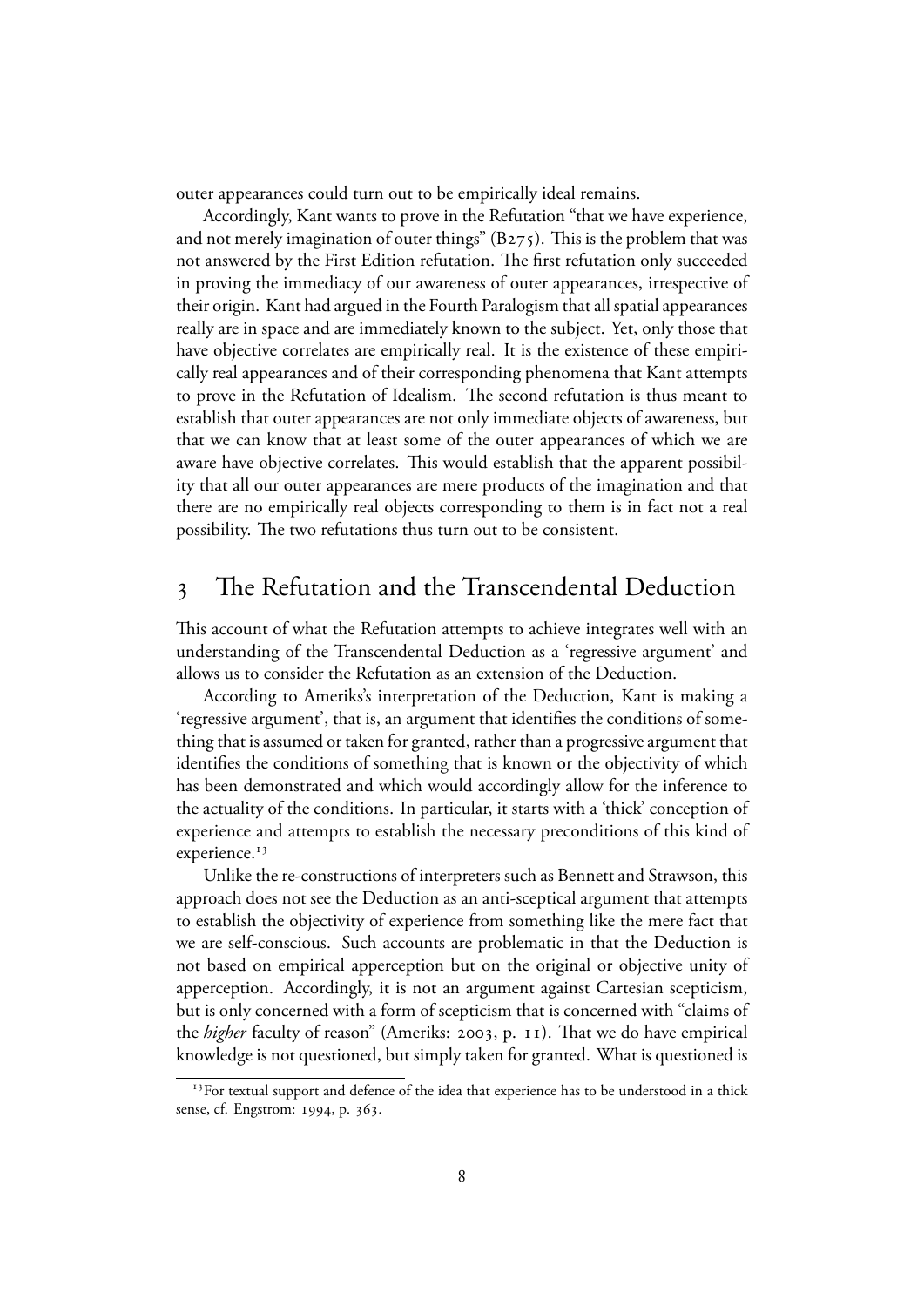outer appearances could turn out to be empirically ideal remains.

Accordingly, Kant wants to prove in the Refutation "that we have experience, and not merely imagination of outer things" (B275). This is the problem that was not answered by the First Edition refutation. The first refutation only succeeded in proving the immediacy of our awareness of outer appearances, irrespective of their origin. Kant had argued in the Fourth Paralogism that all spatial appearances really are in space and are immediately known to the subject. Yet, only those that have objective correlates are empirically real. It is the existence of these empirically real appearances and of their corresponding phenomena that Kant attempts to prove in the Refutation of Idealism. The second refutation is thus meant to establish that outer appearances are not only immediate objects of awareness, but that we can know that at least some of the outer appearances of which we are aware have objective correlates. This would establish that the apparent possibility that all our outer appearances are mere products of the imagination and that there are no empirically real objects corresponding to them is in fact not a real possibility. The two refutations thus turn out to be consistent.

## 3 The Refutation and the Transcendental Deduction

This account of what the Refutation attempts to achieve integrates well with an understanding of the Transcendental Deduction as a 'regressive argument' and allows us to consider the Refutation as an extension of the Deduction.

According to Ameriks's interpretation of the Deduction, Kant is making a 'regressive argument', that is, an argument that identifies the conditions of something that is assumed or taken for granted, rather than a progressive argument that identifies the conditions of something that is known or the objectivity of which has been demonstrated and which would accordingly allow for the inference to the actuality of the conditions. In particular, it starts with a 'thick' conception of experience and attempts to establish the necessary preconditions of this kind of experience.[13]

Unlike the re-constructions of interpreters such as Bennett and Strawson, this approach does not see the Deduction as an anti-sceptical argument that attempts to establish the objectivity of experience from something like the mere fact that we are self-conscious. Such accounts are problematic in that the Deduction is not based on empirical apperception but on the original or objective unity of apperception. Accordingly, it is not an argument against Cartesian scepticism, but is only concerned with a form of scepticism that is concerned with "claims of the *higher* faculty of reason" (Ameriks: 2003, p. 11). That we do have empirical knowledge is not questioned, but simply taken for granted. What is questioned is

[13] For textual support and defence of the idea that experience has to be understood in a thick sense, cf. Engstrom: 1994, p. 363.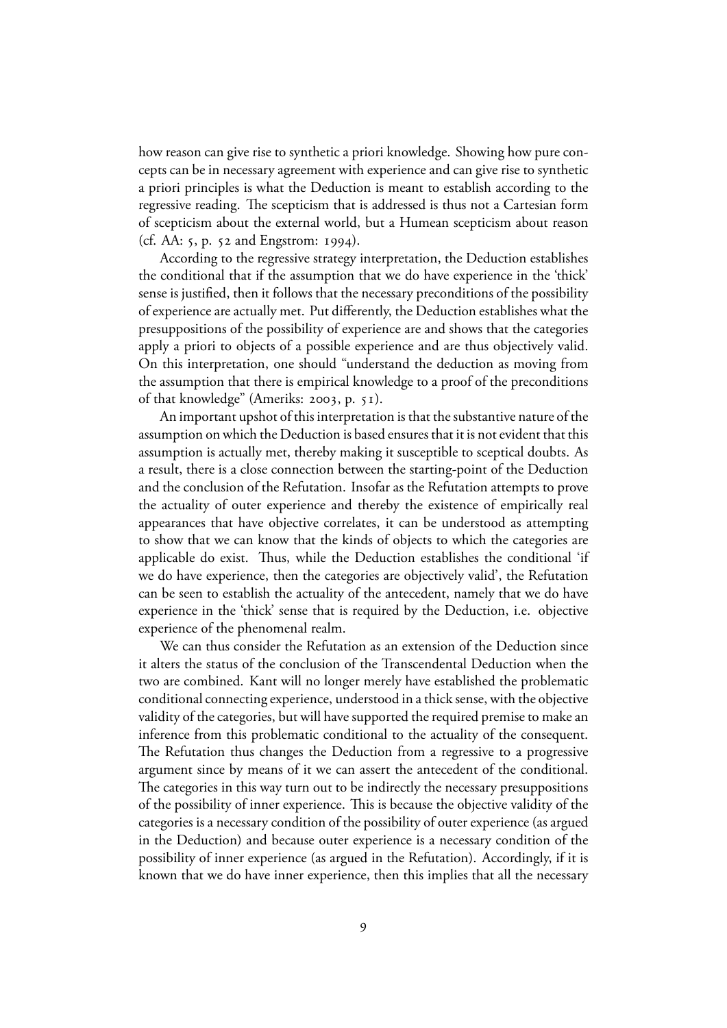how reason can give rise to synthetic a priori knowledge. Showing how pure concepts can be in necessary agreement with experience and can give rise to synthetic a priori principles is what the Deduction is meant to establish according to the regressive reading. The scepticism that is addressed is thus not a Cartesian form of scepticism about the external world, but a Humean scepticism about reason (cf. AA: 5, p. 52 and Engstrom: 1994).

According to the regressive strategy interpretation, the Deduction establishes the conditional that if the assumption that we do have experience in the 'thick' sense is justified, then it follows that the necessary preconditions of the possibility of experience are actually met. Put differently, the Deduction establishes what the presuppositions of the possibility of experience are and shows that the categories apply a priori to objects of a possible experience and are thus objectively valid. On this interpretation, one should "understand the deduction as moving from the assumption that there is empirical knowledge to a proof of the preconditions of that knowledge" (Ameriks: 2003, p. 51).

An important upshot of this interpretation is that the substantive nature of the assumption on which the Deduction is based ensures that it is not evident that this assumption is actually met, thereby making it susceptible to sceptical doubts. As a result, there is a close connection between the starting-point of the Deduction and the conclusion of the Refutation. Insofar as the Refutation attempts to prove the actuality of outer experience and thereby the existence of empirically real appearances that have objective correlates, it can be understood as attempting to show that we can know that the kinds of objects to which the categories are applicable do exist. Thus, while the Deduction establishes the conditional 'if we do have experience, then the categories are objectively valid', the Refutation can be seen to establish the actuality of the antecedent, namely that we do have experience in the 'thick' sense that is required by the Deduction, i.e. objective experience of the phenomenal realm.

We can thus consider the Refutation as an extension of the Deduction since it alters the status of the conclusion of the Transcendental Deduction when the two are combined. Kant will no longer merely have established the problematic conditional connecting experience, understood in a thick sense, with the objective validity of the categories, but will have supported the required premise to make an inference from this problematic conditional to the actuality of the consequent. The Refutation thus changes the Deduction from a regressive to a progressive argument since by means of it we can assert the antecedent of the conditional. The categories in this way turn out to be indirectly the necessary presuppositions of the possibility of inner experience. This is because the objective validity of the categories is a necessary condition of the possibility of outer experience (as argued in the Deduction) and because outer experience is a necessary condition of the possibility of inner experience (as argued in the Refutation). Accordingly, if it is known that we do have inner experience, then this implies that all the necessary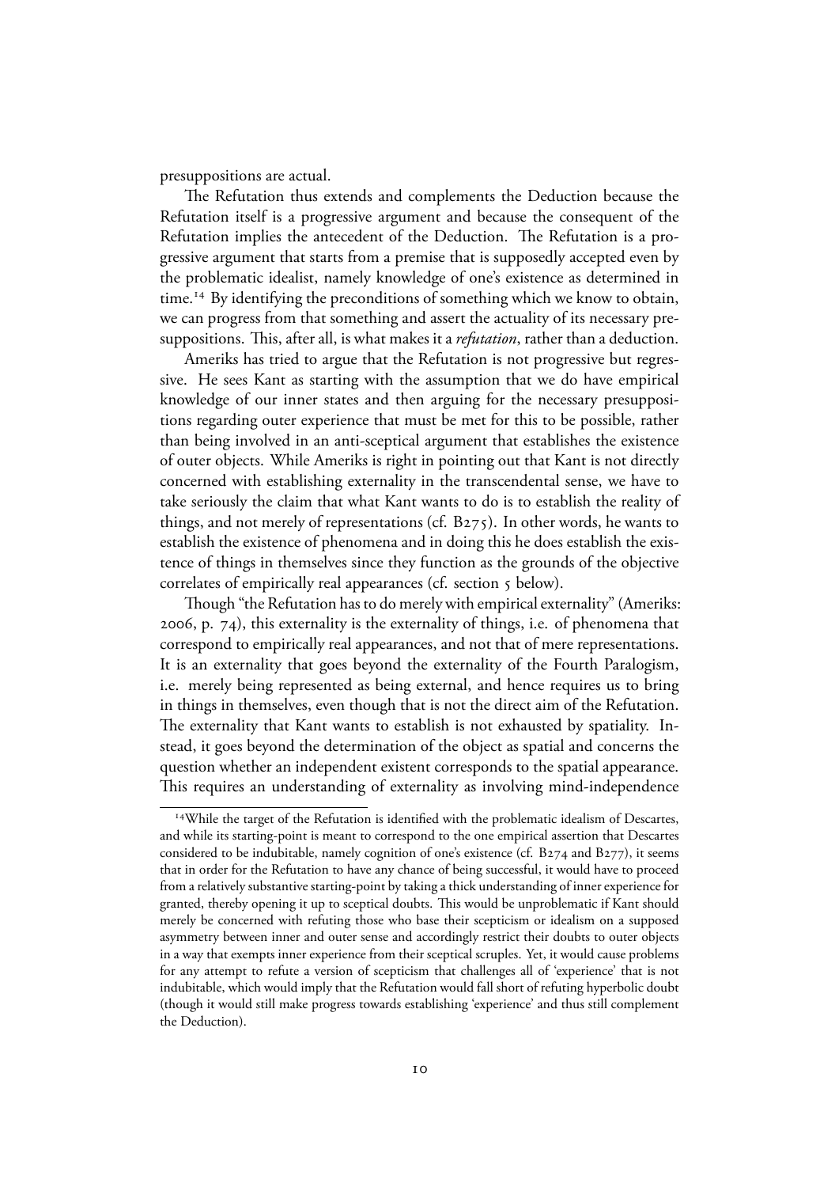presuppositions are actual.

The Refutation thus extends and complements the Deduction because the Refutation itself is a progressive argument and because the consequent of the Refutation implies the antecedent of the Deduction. The Refutation is a progressive argument that starts from a premise that is supposedly accepted even by the problematic idealist, namely knowledge of one's existence as determined in time.[14] By identifying the preconditions of something which we know to obtain, we can progress from that something and assert the actuality of its necessary presuppositions. This, after all, is what makes it a *refutation*, rather than a deduction.

Ameriks has tried to argue that the Refutation is not progressive but regressive. He sees Kant as starting with the assumption that we do have empirical knowledge of our inner states and then arguing for the necessary presuppositions regarding outer experience that must be met for this to be possible, rather than being involved in an anti-sceptical argument that establishes the existence of outer objects. While Ameriks is right in pointing out that Kant is not directly concerned with establishing externality in the transcendental sense, we have to take seriously the claim that what Kant wants to do is to establish the reality of things, and not merely of representations (cf. B275). In other words, he wants to establish the existence of phenomena and in doing this he does establish the existence of things in themselves since they function as the grounds of the objective correlates of empirically real appearances (cf. section 5 below).

Though "the Refutation has to do merely with empirical externality" (Ameriks: 2006, p. 74), this externality is the externality of things, i.e. of phenomena that correspond to empirically real appearances, and not that of mere representations. It is an externality that goes beyond the externality of the Fourth Paralogism, i.e. merely being represented as being external, and hence requires us to bring in things in themselves, even though that is not the direct aim of the Refutation. The externality that Kant wants to establish is not exhausted by spatiality. Instead, it goes beyond the determination of the object as spatial and concerns the question whether an independent existent corresponds to the spatial appearance. This requires an understanding of externality as involving mind-independence

[14] While the target of the Refutation is identified with the problematic idealism of Descartes, and while its starting-point is meant to correspond to the one empirical assertion that Descartes considered to be indubitable, namely cognition of one's existence (cf. B274 and B277), it seems that in order for the Refutation to have any chance of being successful, it would have to proceed from a relatively substantive starting-point by taking a thick understanding of inner experience for granted, thereby opening it up to sceptical doubts. This would be unproblematic if Kant should merely be concerned with refuting those who base their scepticism or idealism on a supposed asymmetry between inner and outer sense and accordingly restrict their doubts to outer objects in a way that exempts inner experience from their sceptical scruples. Yet, it would cause problems for any attempt to refute a version of scepticism that challenges all of 'experience' that is not indubitable, which would imply that the Refutation would fall short of refuting hyperbolic doubt (though it would still make progress towards establishing 'experience' and thus still complement the Deduction).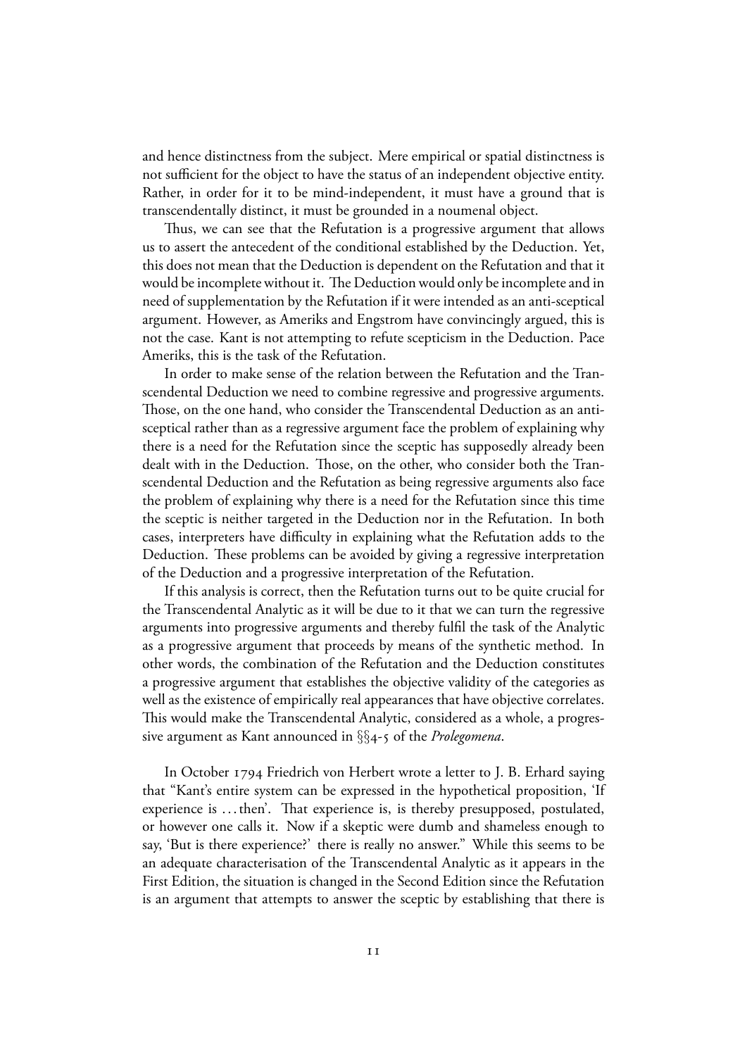and hence distinctness from the subject. Mere empirical or spatial distinctness is not sufficient for the object to have the status of an independent objective entity. Rather, in order for it to be mind-independent, it must have a ground that is transcendentally distinct, it must be grounded in a noumenal object.

Thus, we can see that the Refutation is a progressive argument that allows us to assert the antecedent of the conditional established by the Deduction. Yet, this does not mean that the Deduction is dependent on the Refutation and that it would be incomplete without it. The Deduction would only be incomplete and in need of supplementation by the Refutation if it were intended as an anti-sceptical argument. However, as Ameriks and Engstrom have convincingly argued, this is not the case. Kant is not attempting to refute scepticism in the Deduction. Pace Ameriks, this is the task of the Refutation.

In order to make sense of the relation between the Refutation and the Transcendental Deduction we need to combine regressive and progressive arguments. Those, on the one hand, who consider the Transcendental Deduction as an anti-sceptical rather than as a regressive argument face the problem of explaining why there is a need for the Refutation since the sceptic has supposedly already been dealt with in the Deduction. Those, on the other, who consider both the Transcendental Deduction and the Refutation as being regressive arguments also face the problem of explaining why there is a need for the Refutation since this time the sceptic is neither targeted in the Deduction nor in the Refutation. In both cases, interpreters have difficulty in explaining what the Refutation adds to the Deduction. These problems can be avoided by giving a regressive interpretation of the Deduction and a progressive interpretation of the Refutation.

If this analysis is correct, then the Refutation turns out to be quite crucial for the Transcendental Analytic as it will be due to it that we can turn the regressive arguments into progressive arguments and thereby fulfil the task of the Analytic as a progressive argument that proceeds by means of the synthetic method. In other words, the combination of the Refutation and the Deduction constitutes a progressive argument that establishes the objective validity of the categories as well as the existence of empirically real appearances that have objective correlates. This would make the Transcendental Analytic, considered as a whole, a progressive argument as Kant announced in §§4-5 of the *Prolegomena*.

In October 1794 Friedrich von Herbert wrote a letter to J. B. Erhard saying that "Kant's entire system can be expressed in the hypothetical proposition, 'If experience is ...then'. That experience is, is thereby presupposed, postulated, or however one calls it. Now if a skeptic were dumb and shameless enough to say, 'But is there experience?' there is really no answer." While this seems to be an adequate characterisation of the Transcendental Analytic as it appears in the First Edition, the situation is changed in the Second Edition since the Refutation is an argument that attempts to answer the sceptic by establishing that there is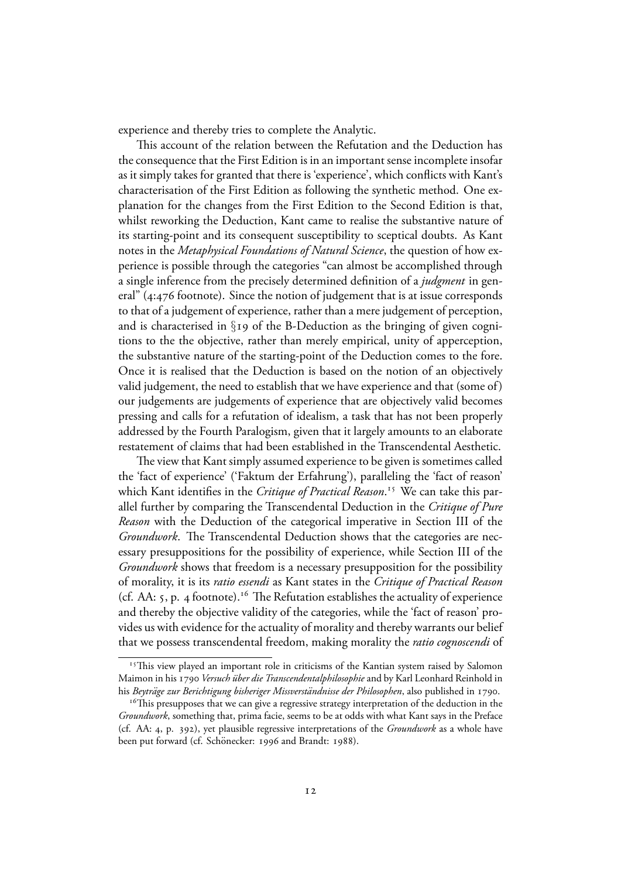experience and thereby tries to complete the Analytic.

This account of the relation between the Refutation and the Deduction has the consequence that the First Edition is in an important sense incomplete insofar as it simply takes for granted that there is 'experience', which conflicts with Kant's characterisation of the First Edition as following the synthetic method. One explanation for the changes from the First Edition to the Second Edition is that, whilst reworking the Deduction, Kant came to realise the substantive nature of its starting-point and its consequent susceptibility to sceptical doubts. As Kant notes in the *Metaphysical Foundations of Natural Science*, the question of how experience is possible through the categories "can almost be accomplished through a single inference from the precisely determined definition of a *judgment* in general" (4:476 footnote). Since the notion of judgement that is at issue corresponds to that of a judgement of experience, rather than a mere judgement of perception, and is characterised in §19 of the B-Deduction as the bringing of given cognitions to the the objective, rather than merely empirical, unity of apperception, the substantive nature of the starting-point of the Deduction comes to the fore. Once it is realised that the Deduction is based on the notion of an objectively valid judgement, the need to establish that we have experience and that (some of) our judgements are judgements of experience that are objectively valid becomes pressing and calls for a refutation of idealism, a task that has not been properly addressed by the Fourth Paralogism, given that it largely amounts to an elaborate restatement of claims that had been established in the Transcendental Aesthetic.

The view that Kant simply assumed experience to be given is sometimes called the 'fact of experience' ('Faktum der Erfahrung'), paralleling the 'fact of reason' which Kant identifies in the *Critique of Practical Reason*.[15] We can take this parallel further by comparing the Transcendental Deduction in the *Critique of Pure Reason* with the Deduction of the categorical imperative in Section III of the *Groundwork*. The Transcendental Deduction shows that the categories are necessary presuppositions for the possibility of experience, while Section III of the *Groundwork* shows that freedom is a necessary presupposition for the possibility of morality, it is its *ratio essendi* as Kant states in the *Critique of Practical Reason* (cf. AA: 5, p. 4 footnote).[16] The Refutation establishes the actuality of experience and thereby the objective validity of the categories, while the 'fact of reason' provides us with evidence for the actuality of morality and thereby warrants our belief that we possess transcendental freedom, making morality the *ratio cognoscendi* of

[15] This view played an important role in criticisms of the Kantian system raised by Salomon Maimon in his 1790 *Versuch über die Transcendentalphilosophie* and by Karl Leonhard Reinhold in his *Beyträge zur Berichtigung bisheriger Missverständnisse der Philosophen*, also published in 1790.

[16] This presupposes that we can give a regressive strategy interpretation of the deduction in the *Groundwork*, something that, prima facie, seems to be at odds with what Kant says in the Preface (cf. AA: 4, p. 392), yet plausible regressive interpretations of the *Groundwork* as a whole have been put forward (cf. Schönecker: 1996 and Brandt: 1988).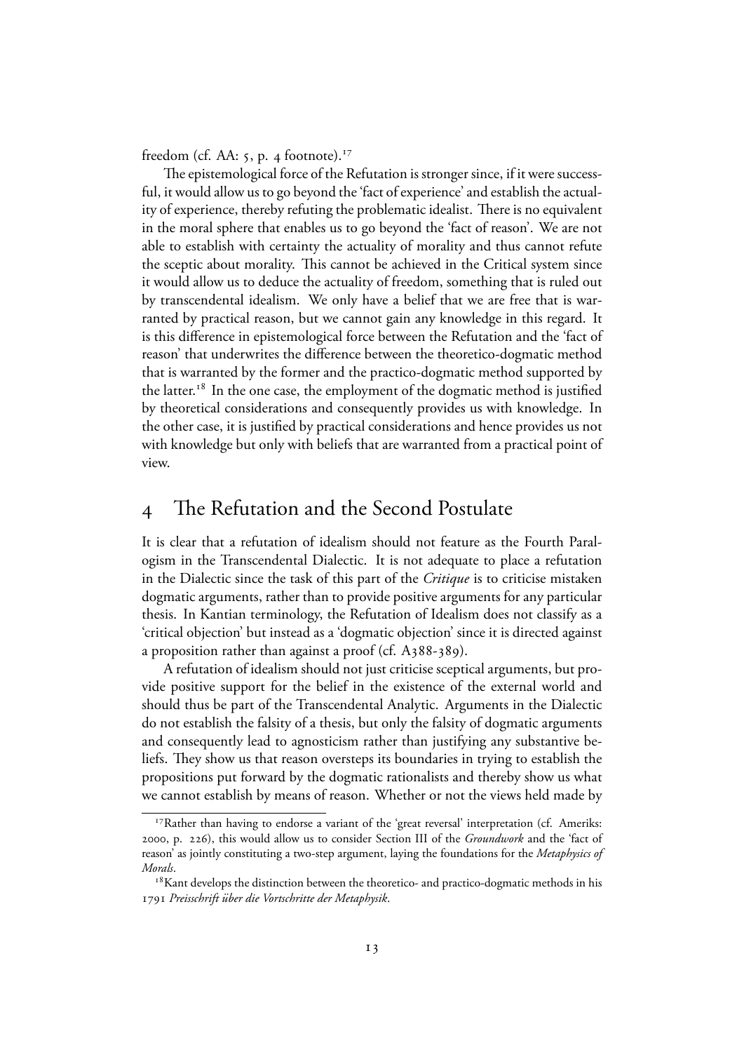freedom (cf. AA: 5, p. 4 footnote).[17]

The epistemological force of the Refutation is stronger since, if it were successful, it would allow us to go beyond the 'fact of experience' and establish the actuality of experience, thereby refuting the problematic idealist. There is no equivalent in the moral sphere that enables us to go beyond the 'fact of reason'. We are not able to establish with certainty the actuality of morality and thus cannot refute the sceptic about morality. This cannot be achieved in the Critical system since it would allow us to deduce the actuality of freedom, something that is ruled out by transcendental idealism. We only have a belief that we are free that is warranted by practical reason, but we cannot gain any knowledge in this regard. It is this difference in epistemological force between the Refutation and the 'fact of reason' that underwrites the difference between the theoretico-dogmatic method that is warranted by the former and the practico-dogmatic method supported by the latter.[18] In the one case, the employment of the dogmatic method is justified by theoretical considerations and consequently provides us with knowledge. In the other case, it is justified by practical considerations and hence provides us not with knowledge but only with beliefs that are warranted from a practical point of view.

# 4 The Refutation and the Second Postulate

It is clear that a refutation of idealism should not feature as the Fourth Paralogism in the Transcendental Dialectic. It is not adequate to place a refutation in the Dialectic since the task of this part of the *Critique* is to criticise mistaken dogmatic arguments, rather than to provide positive arguments for any particular thesis. In Kantian terminology, the Refutation of Idealism does not classify as a 'critical objection' but instead as a 'dogmatic objection' since it is directed against a proposition rather than against a proof (cf. A388-389).

A refutation of idealism should not just criticise sceptical arguments, but provide positive support for the belief in the existence of the external world and should thus be part of the Transcendental Analytic. Arguments in the Dialectic do not establish the falsity of a thesis, but only the falsity of dogmatic arguments and consequently lead to agnosticism rather than justifying any substantive beliefs. They show us that reason oversteps its boundaries in trying to establish the propositions put forward by the dogmatic rationalists and thereby show us what we cannot establish by means of reason. Whether or not the views held made by

---

[17] Rather than having to endorse a variant of the 'great reversal' interpretation (cf. Ameriks: 2000, p. 226), this would allow us to consider Section III of the *Groundwork* and the 'fact of reason' as jointly constituting a two-step argument, laying the foundations for the *Metaphysics of Morals*.

[18] Kant develops the distinction between the theoretico- and practico-dogmatic methods in his 1791 *Preisschrift über die Vortschritte der Metaphysik*.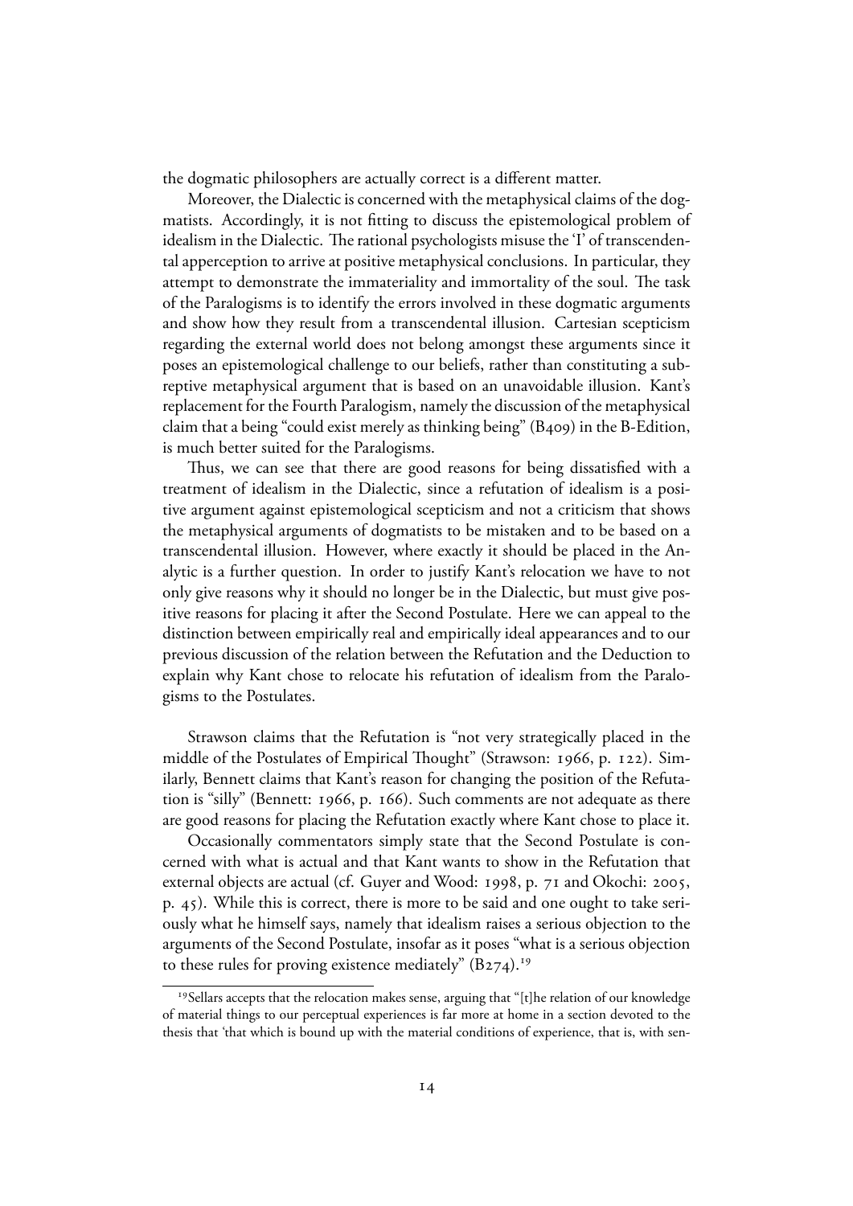the dogmatic philosophers are actually correct is a different matter.

Moreover, the Dialectic is concerned with the metaphysical claims of the dogmatists. Accordingly, it is not fitting to discuss the epistemological problem of idealism in the Dialectic. The rational psychologists misuse the 'I' of transcendental apperception to arrive at positive metaphysical conclusions. In particular, they attempt to demonstrate the immateriality and immortality of the soul. The task of the Paralogisms is to identify the errors involved in these dogmatic arguments and show how they result from a transcendental illusion. Cartesian scepticism regarding the external world does not belong amongst these arguments since it poses an epistemological challenge to our beliefs, rather than constituting a subreptive metaphysical argument that is based on an unavoidable illusion. Kant's replacement for the Fourth Paralogism, namely the discussion of the metaphysical claim that a being "could exist merely as thinking being" (B409) in the B-Edition, is much better suited for the Paralogisms.

Thus, we can see that there are good reasons for being dissatisfied with a treatment of idealism in the Dialectic, since a refutation of idealism is a positive argument against epistemological scepticism and not a criticism that shows the metaphysical arguments of dogmatists to be mistaken and to be based on a transcendental illusion. However, where exactly it should be placed in the Analytic is a further question. In order to justify Kant's relocation we have to not only give reasons why it should no longer be in the Dialectic, but must give positive reasons for placing it after the Second Postulate. Here we can appeal to the distinction between empirically real and empirically ideal appearances and to our previous discussion of the relation between the Refutation and the Deduction to explain why Kant chose to relocate his refutation of idealism from the Paralogisms to the Postulates.

Strawson claims that the Refutation is "not very strategically placed in the middle of the Postulates of Empirical Thought" (Strawson: 1966, p. 122). Similarly, Bennett claims that Kant's reason for changing the position of the Refutation is "silly" (Bennett: 1966, p. 166). Such comments are not adequate as there are good reasons for placing the Refutation exactly where Kant chose to place it.

Occasionally commentators simply state that the Second Postulate is concerned with what is actual and that Kant wants to show in the Refutation that external objects are actual (cf. Guyer and Wood: 1998, p. 71 and Okochi: 2005, p. 45). While this is correct, there is more to be said and one ought to take seriously what he himself says, namely that idealism raises a serious objection to the arguments of the Second Postulate, insofar as it poses "what is a serious objection to these rules for proving existence mediately" (B274).[19]

[19] Sellars accepts that the relocation makes sense, arguing that "[t]he relation of our knowledge of material things to our perceptual experiences is far more at home in a section devoted to the thesis that 'that which is bound up with the material conditions of experience, that is, with sen-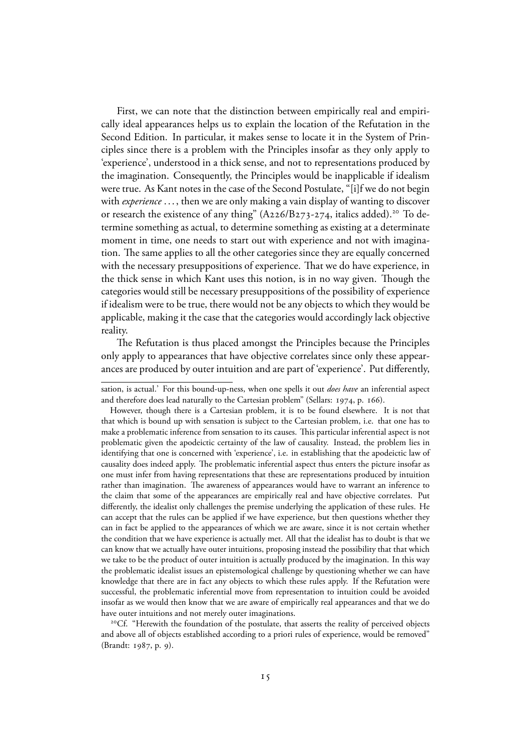First, we can note that the distinction between empirically real and empirically ideal appearances helps us to explain the location of the Refutation in the Second Edition. In particular, it makes sense to locate it in the System of Principles since there is a problem with the Principles insofar as they only apply to 'experience', understood in a thick sense, and not to representations produced by the imagination. Consequently, the Principles would be inapplicable if idealism were true. As Kant notes in the case of the Second Postulate, "[i]f we do not begin with *experience* ..., then we are only making a vain display of wanting to discover or research the existence of any thing" (A226/B273-274, italics added).[20] To determine something as actual, to determine something as existing at a determinate moment in time, one needs to start out with experience and not with imagination. The same applies to all the other categories since they are equally concerned with the necessary presuppositions of experience. That we do have experience, in the thick sense in which Kant uses this notion, is in no way given. Though the categories would still be necessary presuppositions of the possibility of experience if idealism were to be true, there would not be any objects to which they would be applicable, making it the case that the categories would accordingly lack objective reality.

The Refutation is thus placed amongst the Principles because the Principles only apply to appearances that have objective correlates since only these appearances are produced by outer intuition and are part of 'experience'. Put differently,

---

sation, is actual.' For this bound-up-ness, when one spells it out *does have* an inferential aspect and therefore does lead naturally to the Cartesian problem" (Sellars: 1974, p. 166).

However, though there is a Cartesian problem, it is to be found elsewhere. It is not that that which is bound up with sensation is subject to the Cartesian problem, i.e. that one has to make a problematic inference from sensation to its causes. This particular inferential aspect is not problematic given the apodeictic certainty of the law of causality. Instead, the problem lies in identifying that one is concerned with 'experience', i.e. in establishing that the apodeictic law of causality does indeed apply. The problematic inferential aspect thus enters the picture insofar as one must infer from having representations that these are representations produced by intuition rather than imagination. The awareness of appearances would have to warrant an inference to the claim that some of the appearances are empirically real and have objective correlates. Put differently, the idealist only challenges the premise underlying the application of these rules. He can accept that the rules can be applied if we have experience, but then questions whether they can in fact be applied to the appearances of which we are aware, since it is not certain whether the condition that we have experience is actually met. All that the idealist has to doubt is that we can know that we actually have outer intuitions, proposing instead the possibility that that which we take to be the product of outer intuition is actually produced by the imagination. In this way the problematic idealist issues an epistemological challenge by questioning whether we can have knowledge that there are in fact any objects to which these rules apply. If the Refutation were successful, the problematic inferential move from representation to intuition could be avoided insofar as we would then know that we are aware of empirically real appearances and that we do have outer intuitions and not merely outer imaginations.

[20] Cf. "Herewith the foundation of the postulate, that asserts the reality of perceived objects and above all of objects established according to a priori rules of experience, would be removed" (Brandt: 1987, p. 9).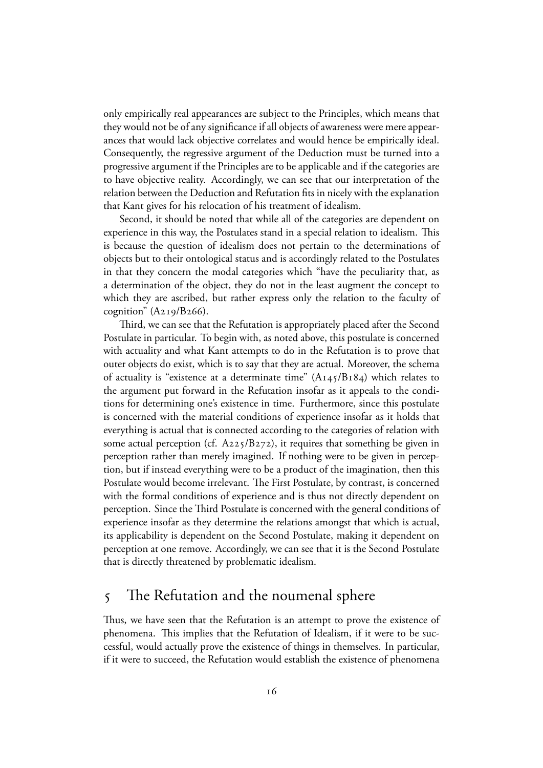only empirically real appearances are subject to the Principles, which means that they would not be of any significance if all objects of awareness were mere appearances that would lack objective correlates and would hence be empirically ideal. Consequently, the regressive argument of the Deduction must be turned into a progressive argument if the Principles are to be applicable and if the categories are to have objective reality. Accordingly, we can see that our interpretation of the relation between the Deduction and Refutation fits in nicely with the explanation that Kant gives for his relocation of his treatment of idealism.

Second, it should be noted that while all of the categories are dependent on experience in this way, the Postulates stand in a special relation to idealism. This is because the question of idealism does not pertain to the determinations of objects but to their ontological status and is accordingly related to the Postulates in that they concern the modal categories which "have the peculiarity that, as a determination of the object, they do not in the least augment the concept to which they are ascribed, but rather express only the relation to the faculty of cognition" (A219/B266).

Third, we can see that the Refutation is appropriately placed after the Second Postulate in particular. To begin with, as noted above, this postulate is concerned with actuality and what Kant attempts to do in the Refutation is to prove that outer objects do exist, which is to say that they are actual. Moreover, the schema of actuality is "existence at a determinate time" (A145/B184) which relates to the argument put forward in the Refutation insofar as it appeals to the conditions for determining one's existence in time. Furthermore, since this postulate is concerned with the material conditions of experience insofar as it holds that everything is actual that is connected according to the categories of relation with some actual perception (cf. A225/B272), it requires that something be given in perception rather than merely imagined. If nothing were to be given in perception, but if instead everything were to be a product of the imagination, then this Postulate would become irrelevant. The First Postulate, by contrast, is concerned with the formal conditions of experience and is thus not directly dependent on perception. Since the Third Postulate is concerned with the general conditions of experience insofar as they determine the relations amongst that which is actual, its applicability is dependent on the Second Postulate, making it dependent on perception at one remove. Accordingly, we can see that it is the Second Postulate that is directly threatened by problematic idealism.

## 5 The Refutation and the noumenal sphere

Thus, we have seen that the Refutation is an attempt to prove the existence of phenomena. This implies that the Refutation of Idealism, if it were to be successful, would actually prove the existence of things in themselves. In particular, if it were to succeed, the Refutation would establish the existence of phenomena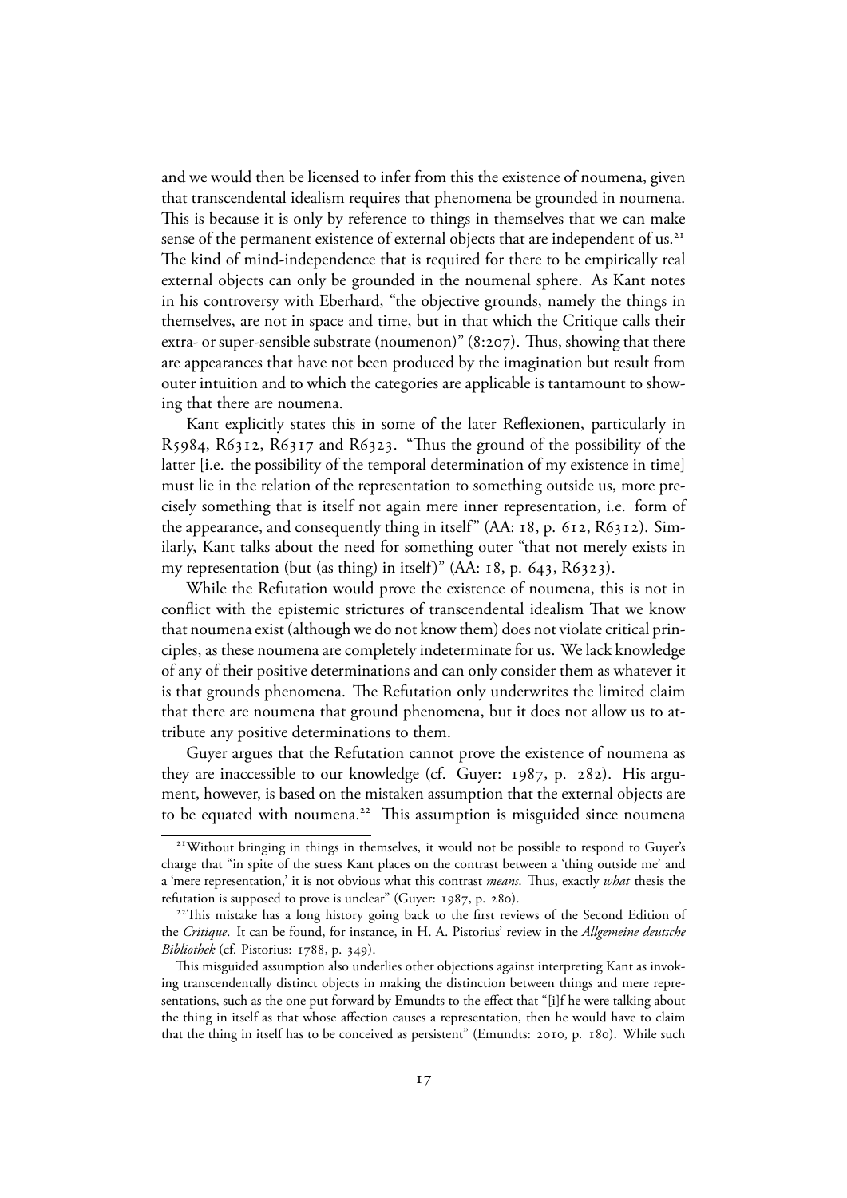and we would then be licensed to infer from this the existence of noumena, given that transcendental idealism requires that phenomena be grounded in noumena. This is because it is only by reference to things in themselves that we can make sense of the permanent existence of external objects that are independent of us.[21] The kind of mind-independence that is required for there to be empirically real external objects can only be grounded in the noumenal sphere. As Kant notes in his controversy with Eberhard, "the objective grounds, namely the things in themselves, are not in space and time, but in that which the Critique calls their extra- or super-sensible substrate (noumenon)" (8:207). Thus, showing that there are appearances that have not been produced by the imagination but result from outer intuition and to which the categories are applicable is tantamount to showing that there are noumena.

Kant explicitly states this in some of the later Reflexionen, particularly in R5984, R6312, R6317 and R6323. "Thus the ground of the possibility of the latter [i.e. the possibility of the temporal determination of my existence in time] must lie in the relation of the representation to something outside us, more precisely something that is itself not again mere inner representation, i.e. form of the appearance, and consequently thing in itself" (AA: 18, p. 612, R6312). Similarly, Kant talks about the need for something outer "that not merely exists in my representation (but (as thing) in itself)" (AA: 18, p. 643, R6323).

While the Refutation would prove the existence of noumena, this is not in conflict with the epistemic strictures of transcendental idealism That we know that noumena exist (although we do not know them) does not violate critical principles, as these noumena are completely indeterminate for us. We lack knowledge of any of their positive determinations and can only consider them as whatever it is that grounds phenomena. The Refutation only underwrites the limited claim that there are noumena that ground phenomena, but it does not allow us to attribute any positive determinations to them.

Guyer argues that the Refutation cannot prove the existence of noumena as they are inaccessible to our knowledge (cf. Guyer: 1987, p. 282). His argument, however, is based on the mistaken assumption that the external objects are to be equated with noumena.[22] This assumption is misguided since noumena

[21] Without bringing in things in themselves, it would not be possible to respond to Guyer's charge that "in spite of the stress Kant places on the contrast between a 'thing outside me' and a 'mere representation,' it is not obvious what this contrast *means*. Thus, exactly *what* thesis the refutation is supposed to prove is unclear" (Guyer: 1987, p. 280).

[22] This mistake has a long history going back to the first reviews of the Second Edition of the *Critique*. It can be found, for instance, in H. A. Pistorius' review in the *Allgemeine deutsche Bibliothek* (cf. Pistorius: 1788, p. 349).

This misguided assumption also underlies other objections against interpreting Kant as invoking transcendentally distinct objects in making the distinction between things and mere representations, such as the one put forward by Emundts to the effect that "[i]f he were talking about the thing in itself as that whose affection causes a representation, then he would have to claim that the thing in itself has to be conceived as persistent" (Emundts: 2010, p. 180). While such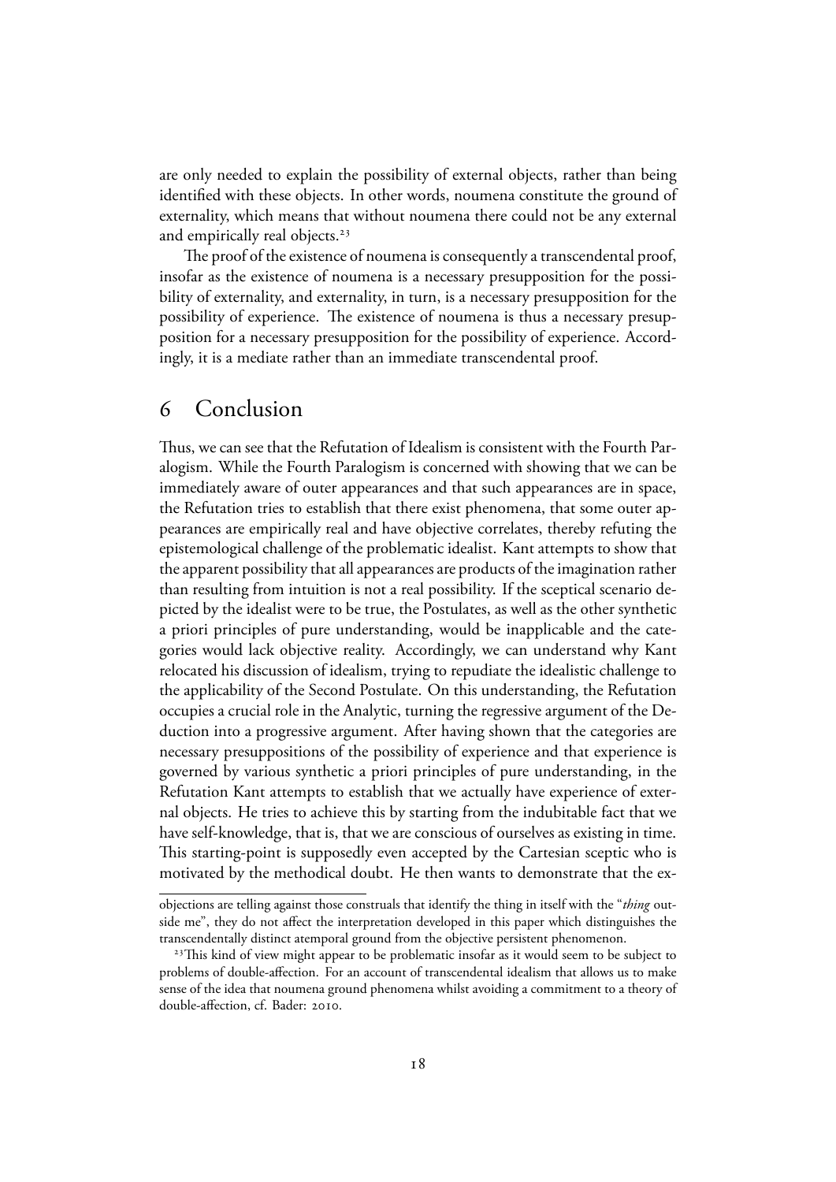are only needed to explain the possibility of external objects, rather than being identified with these objects. In other words, noumena constitute the ground of externality, which means that without noumena there could not be any external and empirically real objects.[23]

The proof of the existence of noumena is consequently a transcendental proof, insofar as the existence of noumena is a necessary presupposition for the possibility of externality, and externality, in turn, is a necessary presupposition for the possibility of experience. The existence of noumena is thus a necessary presupposition for a necessary presupposition for the possibility of experience. Accordingly, it is a mediate rather than an immediate transcendental proof.

# 6 Conclusion

Thus, we can see that the Refutation of Idealism is consistent with the Fourth Paralogism. While the Fourth Paralogism is concerned with showing that we can be immediately aware of outer appearances and that such appearances are in space, the Refutation tries to establish that there exist phenomena, that some outer appearances are empirically real and have objective correlates, thereby refuting the epistemological challenge of the problematic idealist. Kant attempts to show that the apparent possibility that all appearances are products of the imagination rather than resulting from intuition is not a real possibility. If the sceptical scenario depicted by the idealist were to be true, the Postulates, as well as the other synthetic a priori principles of pure understanding, would be inapplicable and the categories would lack objective reality. Accordingly, we can understand why Kant relocated his discussion of idealism, trying to repudiate the idealistic challenge to the applicability of the Second Postulate. On this understanding, the Refutation occupies a crucial role in the Analytic, turning the regressive argument of the Deduction into a progressive argument. After having shown that the categories are necessary presuppositions of the possibility of experience and that experience is governed by various synthetic a priori principles of pure understanding, in the Refutation Kant attempts to establish that we actually have experience of external objects. He tries to achieve this by starting from the indubitable fact that we have self-knowledge, that is, that we are conscious of ourselves as existing in time. This starting-point is supposedly even accepted by the Cartesian sceptic who is motivated by the methodical doubt. He then wants to demonstrate that the ex-

objections are telling against those construals that identify the thing in itself with the "*thing* outside me", they do not affect the interpretation developed in this paper which distinguishes the transcendentally distinct atemporal ground from the objective persistent phenomenon.

[23] This kind of view might appear to be problematic insofar as it would seem to be subject to problems of double-affection. For an account of transcendental idealism that allows us to make sense of the idea that noumena ground phenomena whilst avoiding a commitment to a theory of double-affection, cf. Bader: 2010.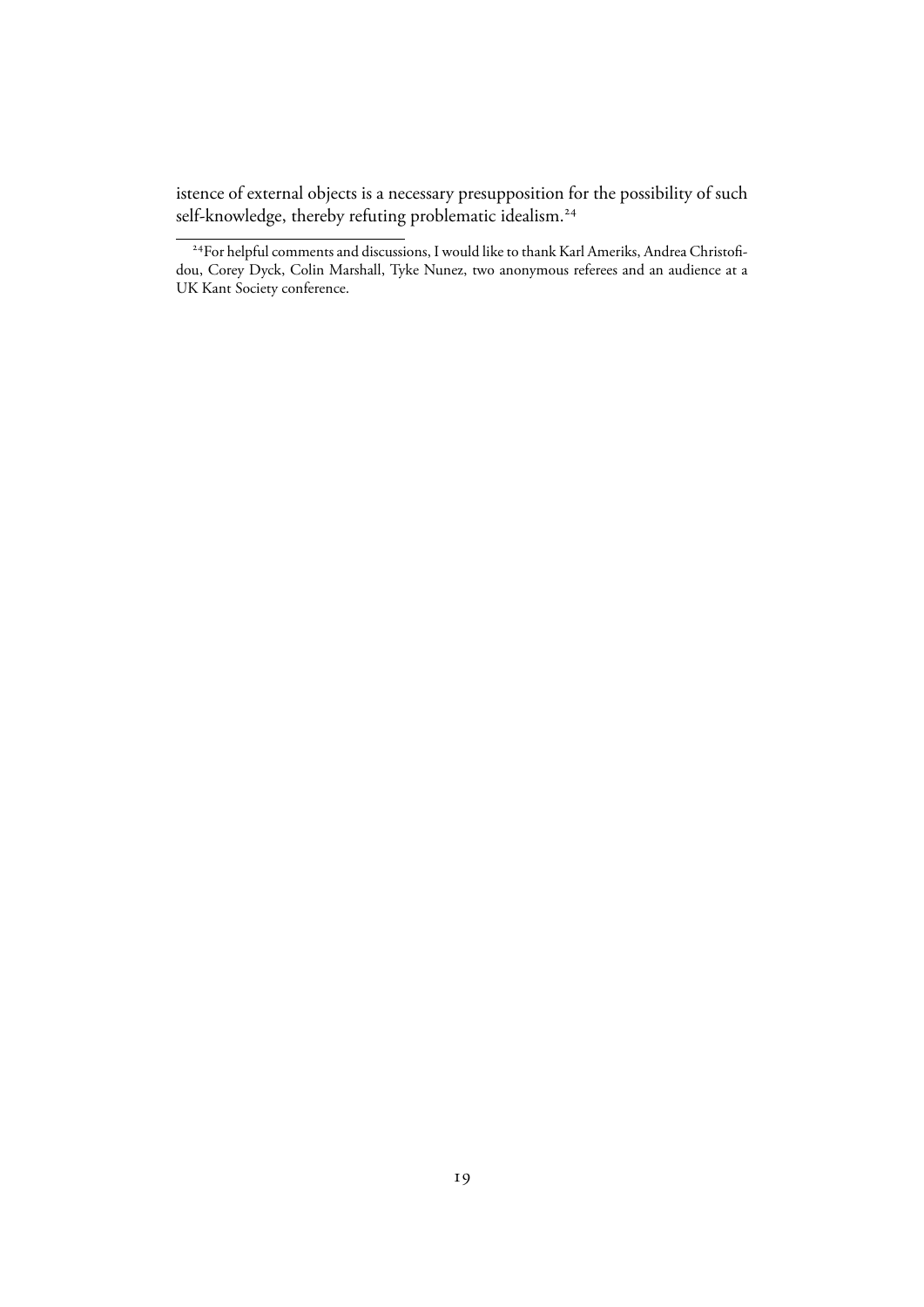istence of external objects is a necessary presupposition for the possibility of such self-knowledge, thereby refuting problematic idealism.[24]

[24]For helpful comments and discussions, I would like to thank Karl Ameriks, Andrea Christofidou, Corey Dyck, Colin Marshall, Tyke Nunez, two anonymous referees and an audience at a UK Kant Society conference.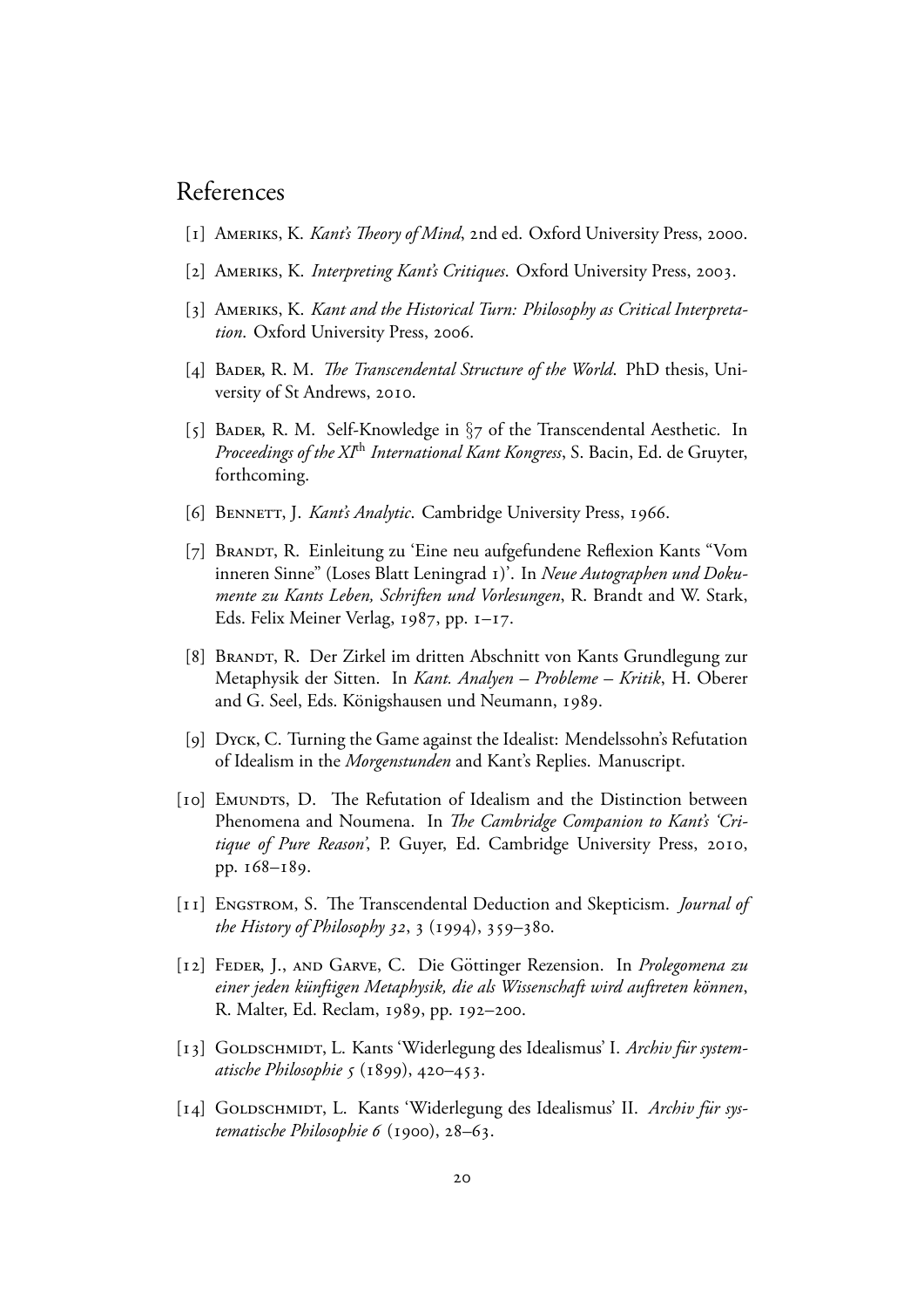# References

[1] Ameriks, K. *Kant's Theory of Mind*, 2nd ed. Oxford University Press, 2000.

[2] Ameriks, K. *Interpreting Kant's Critiques*. Oxford University Press, 2003.

[3] Ameriks, K. *Kant and the Historical Turn: Philosophy as Critical Interpretation*. Oxford University Press, 2006.

[4] Bader, R. M. *The Transcendental Structure of the World*. PhD thesis, University of St Andrews, 2010.

[5] Bader, R. M. Self-Knowledge in §7 of the Transcendental Aesthetic. In *Proceedings of the XI*th *International Kant Kongress*, S. Bacin, Ed. de Gruyter, forthcoming.

[6] Bennett, J. *Kant's Analytic*. Cambridge University Press, 1966.

[7] Brandt, R. Einleitung zu 'Eine neu aufgefundene Reflexion Kants "Vom inneren Sinne" (Loses Blatt Leningrad 1)'. In *Neue Autographen und Dokumente zu Kants Leben, Schriften und Vorlesungen*, R. Brandt and W. Stark, Eds. Felix Meiner Verlag, 1987, pp. 1–17.

[8] Brandt, R. Der Zirkel im dritten Abschnitt von Kants Grundlegung zur Metaphysik der Sitten. In *Kant. Analyen – Probleme – Kritik*, H. Oberer and G. Seel, Eds. Königshausen und Neumann, 1989.

[9] Dyck, C. Turning the Game against the Idealist: Mendelssohn's Refutation of Idealism in the *Morgenstunden* and Kant's Replies. Manuscript.

[10] Emundts, D. The Refutation of Idealism and the Distinction between Phenomena and Noumena. In *The Cambridge Companion to Kant's 'Critique of Pure Reason'*, P. Guyer, Ed. Cambridge University Press, 2010, pp. 168–189.

[11] Engstrom, S. The Transcendental Deduction and Skepticism. *Journal of the History of Philosophy 32*, 3 (1994), 359–380.

[12] Feder, J., and Garve, C. Die Göttinger Rezension. In *Prolegomena zu einer jeden künftigen Metaphysik, die als Wissenschaft wird auftreten können*, R. Malter, Ed. Reclam, 1989, pp. 192–200.

[13] Goldschmidt, L. Kants 'Widerlegung des Idealismus' I. *Archiv für systematische Philosophie 5* (1899), 420–453.

[14] Goldschmidt, L. Kants 'Widerlegung des Idealismus' II. *Archiv für systematische Philosophie 6* (1900), 28–63.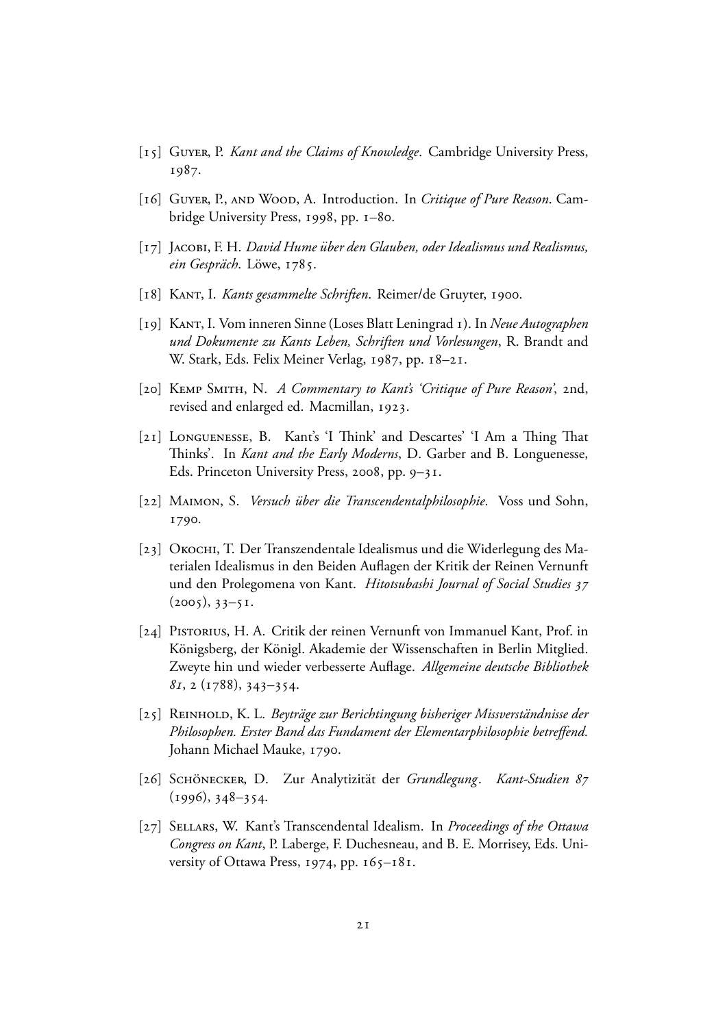[15] Guyer, P. *Kant and the Claims of Knowledge*. Cambridge University Press, 1987.

[16] Guyer, P., and Wood, A. Introduction. In *Critique of Pure Reason*. Cambridge University Press, 1998, pp. 1–80.

[17] Jacobi, F. H. *David Hume über den Glauben, oder Idealismus und Realismus, ein Gespräch*. Löwe, 1785.

[18] Kant, I. *Kants gesammelte Schriften*. Reimer/de Gruyter, 1900.

[19] Kant, I. Vom inneren Sinne (Loses Blatt Leningrad 1). In *Neue Autographen und Dokumente zu Kants Leben, Schriften und Vorlesungen*, R. Brandt and W. Stark, Eds. Felix Meiner Verlag, 1987, pp. 18–21.

[20] Kemp Smith, N. *A Commentary to Kant's 'Critique of Pure Reason'*, 2nd, revised and enlarged ed. Macmillan, 1923.

[21] Longuenesse, B. Kant's 'I Think' and Descartes' 'I Am a Thing That Thinks'. In *Kant and the Early Moderns*, D. Garber and B. Longuenesse, Eds. Princeton University Press, 2008, pp. 9–31.

[22] Maimon, S. *Versuch über die Transcendentalphilosophie*. Voss und Sohn, 1790.

[23] Okochi, T. Der Transzendentale Idealismus und die Widerlegung des Materialen Idealismus in den Beiden Auflagen der Kritik der Reinen Vernunft und den Prolegomena von Kant. *Hitotsubashi Journal of Social Studies 37* (2005), 33–51.

[24] Pistorius, H. A. Critik der reinen Vernunft von Immanuel Kant, Prof. in Königsberg, der Königl. Akademie der Wissenschaften in Berlin Mitglied. Zweyte hin und wieder verbesserte Auflage. *Allgemeine deutsche Bibliothek 81*, 2 (1788), 343–354.

[25] Reinhold, K. L. *Beyträge zur Berichtingung bisheriger Missverständnisse der Philosophen. Erster Band das Fundament der Elementarphilosophie betreffend.* Johann Michael Mauke, 1790.

[26] Schönecker, D. Zur Analytizität der *Grundlegung*. *Kant-Studien 87* (1996), 348–354.

[27] Sellars, W. Kant's Transcendental Idealism. In *Proceedings of the Ottawa Congress on Kant*, P. Laberge, F. Duchesneau, and B. E. Morrisey, Eds. University of Ottawa Press, 1974, pp. 165–181.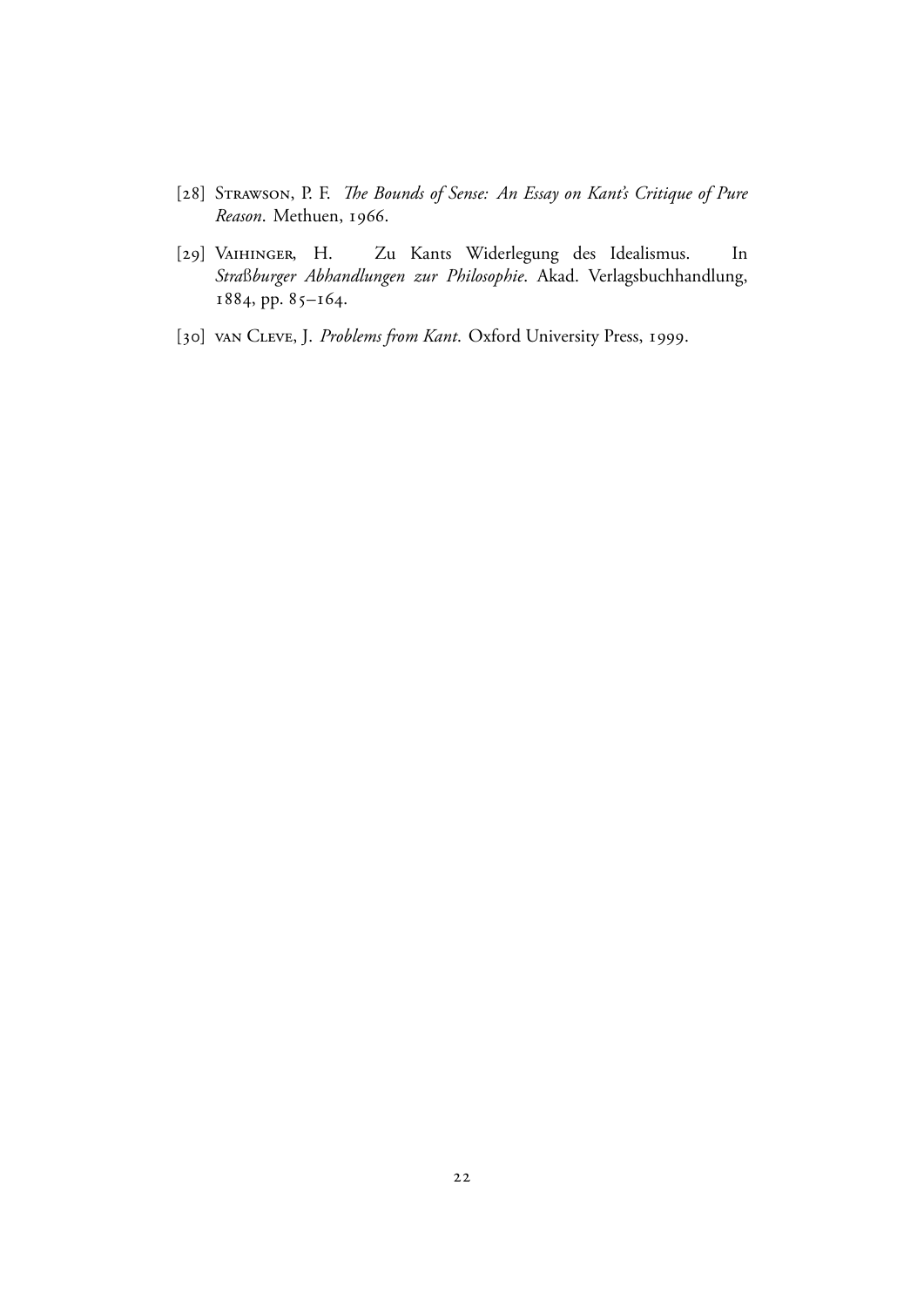[28] Strawson, P. F. *The Bounds of Sense: An Essay on Kant's Critique of Pure Reason*. Methuen, 1966.

[29] Vaihinger, H. Zu Kants Widerlegung des Idealismus. In *Straßburger Abhandlungen zur Philosophie*. Akad. Verlagsbuchhandlung, 1884, pp. 85–164.

[30] van Cleve, J. *Problems from Kant*. Oxford University Press, 1999.